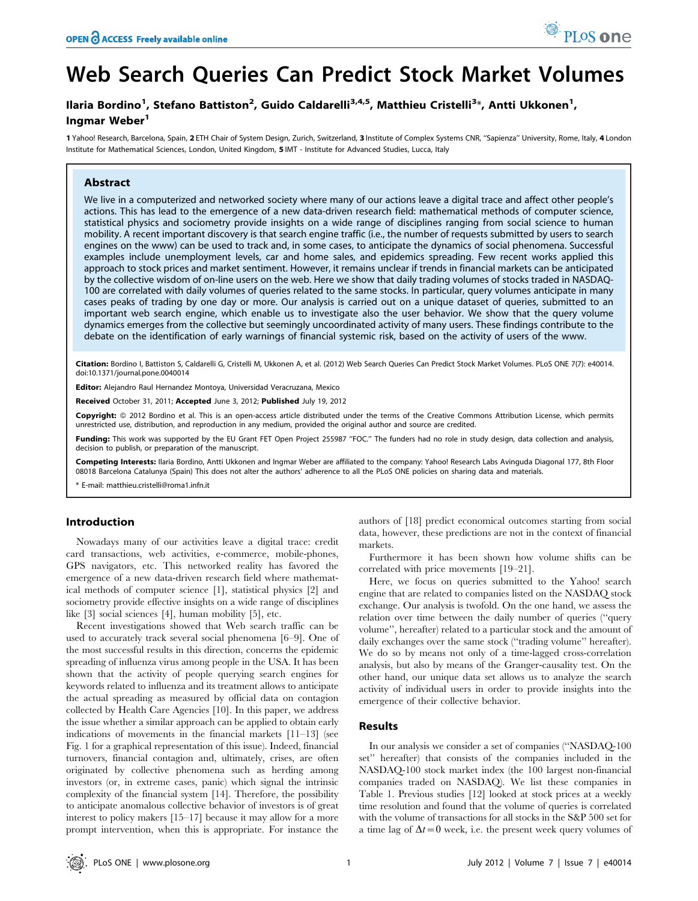# Web Search Queries Can Predict Stock Market Volumes

**Ilaria Bordino[1], Stefano Battiston[2], Guido Caldarelli[3,4,5], Matthieu Cristelli[3]*, Antti Ukkonen[1], Ingmar Weber[1]**

1 Yahoo! Research, Barcelona, Spain, 2 ETH Chair of System Design, Zurich, Switzerland, 3 Institute of Complex Systems CNR, "Sapienza" University, Rome, Italy, 4 London Institute for Mathematical Sciences, London, United Kingdom, 5 IMT - Institute for Advanced Studies, Lucca, Italy

## Abstract

We live in a computerized and networked society where many of our actions leave a digital trace and affect other people's actions. This has lead to the emergence of a new data-driven research field: mathematical methods of computer science, statistical physics and sociometry provide insights on a wide range of disciplines ranging from social science to human mobility. A recent important discovery is that search engine traffic (i.e., the number of requests submitted by users to search engines on the www) can be used to track and, in some cases, to anticipate the dynamics of social phenomena. Successful examples include unemployment levels, car and home sales, and epidemics spreading. Few recent works applied this approach to stock prices and market sentiment. However, it remains unclear if trends in financial markets can be anticipated by the collective wisdom of on-line users on the web. Here we show that daily trading volumes of stocks traded in NASDAQ-100 are correlated with daily volumes of queries related to the same stocks. In particular, query volumes anticipate in many cases peaks of trading by one day or more. Our analysis is carried out on a unique dataset of queries, submitted to an important web search engine, which enable us to investigate also the user behavior. We show that the query volume dynamics emerges from the collective but seemingly uncoordinated activity of many users. These findings contribute to the debate on the identification of early warnings of financial systemic risk, based on the activity of users of the www.

**Citation:** Bordino I, Battiston S, Caldarelli G, Cristelli M, Ukkonen A, et al. (2012) Web Search Queries Can Predict Stock Market Volumes. PLoS ONE 7(7): e40014. doi:10.1371/journal.pone.0040014

**Editor:** Alejandro Raul Hernandez Montoya, Universidad Veracruzana, Mexico

**Received** October 31, 2011; **Accepted** June 3, 2012; **Published** July 19, 2012

**Copyright:** © 2012 Bordino et al. This is an open-access article distributed under the terms of the Creative Commons Attribution License, which permits unrestricted use, distribution, and reproduction in any medium, provided the original author and source are credited.

**Funding:** This work was supported by the EU Grant FET Open Project 255987 "FOC." The funders had no role in study design, data collection and analysis, decision to publish, or preparation of the manuscript.

**Competing Interests:** Ilaria Bordino, Antti Ukkonen and Ingmar Weber are affiliated to the company: Yahoo! Research Labs Avinguda Diagonal 177, 8th Floor 08018 Barcelona Catalunya (Spain) This does not alter the authors' adherence to all the PLoS ONE policies on sharing data and materials.

* E-mail: matthieu.cristelli@roma1.infn.it

## Introduction

Nowadays many of our activities leave a digital trace: credit card transactions, web activities, e-commerce, mobile-phones, GPS navigators, etc. This networked reality has favored the emergence of a new data-driven research field where mathematical methods of computer science [1], statistical physics [2] and sociometry provide effective insights on a wide range of disciplines like [3] social sciences [4], human mobility [5], etc.

Recent investigations showed that Web search traffic can be used to accurately track several social phenomena [6–9]. One of the most successful results in this direction, concerns the epidemic spreading of influenza virus among people in the USA. It has been shown that the activity of people querying search engines for keywords related to influenza and its treatment allows to anticipate the actual spreading as measured by official data on contagion collected by Health Care Agencies [10]. In this paper, we address the issue whether a similar approach can be applied to obtain early indications of movements in the financial markets [11–13] (see Fig. 1 for a graphical representation of this issue). Indeed, financial turnovers, financial contagion and, ultimately, crises, are often originated by collective phenomena such as herding among investors (or, in extreme cases, panic) which signal the intrinsic complexity of the financial system [14]. Therefore, the possibility to anticipate anomalous collective behavior of investors is of great interest to policy makers [15–17] because it may allow for a more prompt intervention, when this is appropriate. For instance the authors of [18] predict economical outcomes starting from social data, however, these predictions are not in the context of financial markets.

Furthermore it has been shown how volume shifts can be correlated with price movements [19–21].

Here, we focus on queries submitted to the Yahoo! search engine that are related to companies listed on the NASDAQ stock exchange. Our analysis is twofold. On the one hand, we assess the relation over time between the daily number of queries ("query volume", hereafter) related to a particular stock and the amount of daily exchanges over the same stock ("trading volume" hereafter). We do so by means not only of a time-lagged cross-correlation analysis, but also by means of the Granger-causality test. On the other hand, our unique data set allows us to analyze the search activity of individual users in order to provide insights into the emergence of their collective behavior.

## Results

In our analysis we consider a set of companies ("NASDAQ-100 set" hereafter) that consists of the companies included in the NASDAQ-100 stock market index (the 100 largest non-financial companies traded on NASDAQ). We list these companies in Table 1. Previous studies [12] looked at stock prices at a weekly time resolution and found that the volume of queries is correlated with the volume of transactions for all stocks in the S&P 500 set for a time lag of $\Delta t = 0$ week, i.e. the present week query volumes of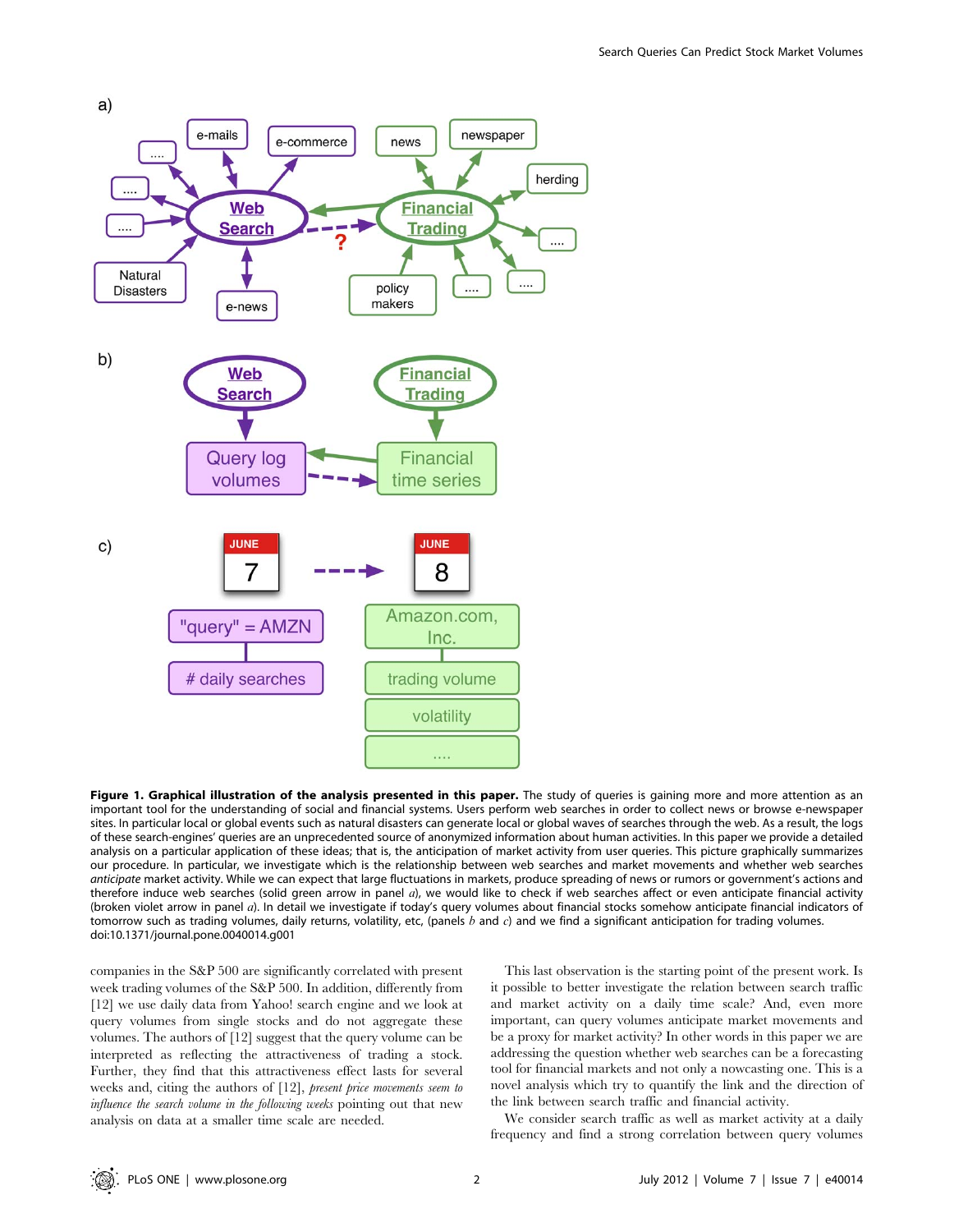**Figure 1. Graphical illustration of the analysis presented in this paper.** The study of queries is gaining more and more attention as an important tool for the understanding of social and financial systems. Users perform web searches in order to collect news or browse e-newspaper sites. In particular local or global events such as natural disasters can generate local or global waves of searches through the web. As a result, the logs of these search-engines' queries are an unprecedented source of anonymized information about human activities. In this paper we provide a detailed analysis on a particular application of these ideas; that is, the anticipation of market activity from user queries. This picture graphically summarizes our procedure. In particular, we investigate which is the relationship between web searches and market movements and whether web searches *anticipate* market activity. While we can expect that large fluctuations in markets, produce spreading of news or rumors or government's actions and therefore induce web searches (solid green arrow in panel *a*), we would like to check if web searches affect or even anticipate financial activity (broken violet arrow in panel *a*). In detail we investigate if today's query volumes about financial stocks somehow anticipate financial indicators of tomorrow such as trading volumes, daily returns, volatility, etc, (panels *b* and *c*) and we find a significant anticipation for trading volumes.
doi:10.1371/journal.pone.0040014.g001

companies in the S&P 500 are significantly correlated with present week trading volumes of the S&P 500. In addition, differently from [12] we use daily data from Yahoo! search engine and we look at query volumes from single stocks and do not aggregate these volumes. The authors of [12] suggest that the query volume can be interpreted as reflecting the attractiveness of trading a stock. Further, they find that this attractiveness effect lasts for several weeks and, citing the authors of [12], *present price movements seem to influence the search volume in the following weeks* pointing out that new analysis on data at a smaller time scale are needed.

This last observation is the starting point of the present work. Is it possible to better investigate the relation between search traffic and market activity on a daily time scale? And, even more important, can query volumes anticipate market movements and be a proxy for market activity? In other words in this paper we are addressing the question whether web searches can be a forecasting tool for financial markets and not only a nowcasting one. This is a novel analysis which try to quantify the link and the direction of the link between search traffic and financial activity.

We consider search traffic as well as market activity at a daily frequency and find a strong correlation between query volumes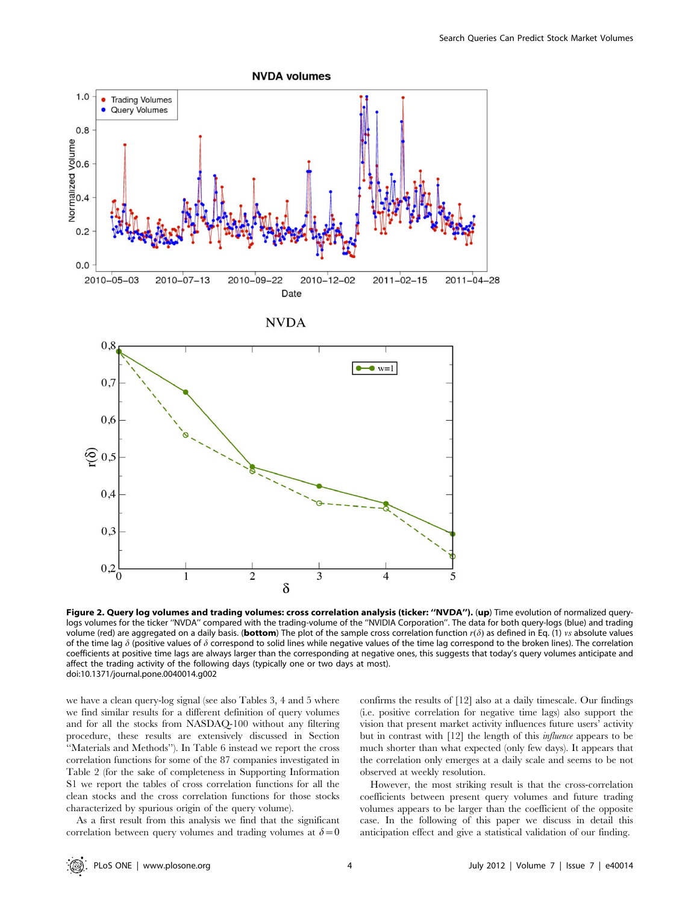**Figure 2. Query log volumes and trading volumes: cross correlation analysis (ticker: "NVDA").** (**up**) Time evolution of normalized query-logs volumes for the ticker "NVDA" compared with the trading-volume of the "NVIDIA Corporation". The data for both query-logs (blue) and trading volume (red) are aggregated on a daily basis. (**bottom**) The plot of the sample cross correlation function $r(\delta)$ as defined in Eq. (1) *vs* absolute values of the time lag $\delta$ (positive values of $\delta$ correspond to solid lines while negative values of the time lag correspond to the broken lines). The correlation coefficients at positive time lags are always larger than the corresponding at negative ones, this suggests that today's query volumes anticipate and affect the trading activity of the following days (typically one or two days at most).
doi:10.1371/journal.pone.0040014.g002

we have a clean query-log signal (see also Tables 3, 4 and 5 where we find similar results for a different definition of query volumes and for all the stocks from NASDAQ-100 without any filtering procedure, these results are extensively discussed in Section "Materials and Methods"). In Table 6 instead we report the cross correlation functions for some of the 87 companies investigated in Table 2 (for the sake of completeness in Supporting Information S1 we report the tables of cross correlation functions for all the clean stocks and the cross correlation functions for those stocks characterized by spurious origin of the query volume).

As a first result from this analysis we find that the significant correlation between query volumes and trading volumes at $\delta = 0$ confirms the results of [12] also at a daily timescale. Our findings (i.e. positive correlation for negative time lags) also support the vision that present market activity influences future users' activity but in contrast with [12] the length of this *influence* appears to be much shorter than what expected (only few days). It appears that the correlation only emerges at a daily scale and seems to be not observed at weekly resolution.

However, the most striking result is that the cross-correlation coefficients between present query volumes and future trading volumes appears to be larger than the coefficient of the opposite case. In the following of this paper we discuss in detail this anticipation effect and give a statistical validation of our finding.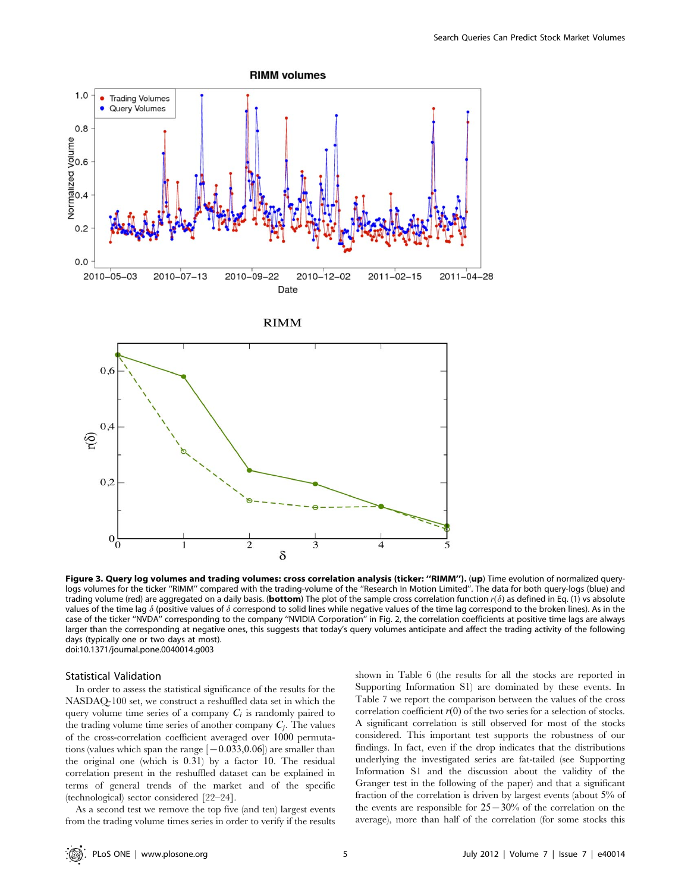**Figure 3. Query log volumes and trading volumes: cross correlation analysis (ticker: ''RIMM''). (up)** Time evolution of normalized query-logs volumes for the ticker ''RIMM'' compared with the trading-volume of the ''Research In Motion Limited''. The data for both query-logs (blue) and trading volume (red) are aggregated on a daily basis. (**bottom**) The plot of the sample cross correlation function $r(\delta)$ as defined in Eq. (1) vs absolute values of the time lag $\delta$ (positive values of $\delta$ correspond to solid lines while negative values of the time lag correspond to the broken lines). As in the case of the ticker ''NVDA'' corresponding to the company ''NVIDIA Corporation'' in Fig. 2, the correlation coefficients at positive time lags are always larger than the corresponding at negative ones, this suggests that today's query volumes anticipate and affect the trading activity of the following days (typically one or two days at most).

doi:10.1371/journal.pone.0040014.g003

## Statistical Validation

In order to assess the statistical significance of the results for the NASDAQ-100 set, we construct a reshuffled data set in which the query volume time series of a company $C_i$ is randomly paired to the trading volume time series of another company $C_j$. The values of the cross-correlation coefficient averaged over 1000 permutations (values which span the range $[-0.033, 0.06]$) are smaller than the original one (which is 0.31) by a factor 10. The residual correlation present in the reshuffled dataset can be explained in terms of general trends of the market and of the specific (technological) sector considered [22–24].

As a second test we remove the top five (and ten) largest events from the trading volume times series in order to verify if the results shown in Table 6 (the results for all the stocks are reported in Supporting Information S1) are dominated by these events. In Table 7 we report the comparison between the values of the cross correlation coefficient $r(0)$ of the two series for a selection of stocks. A significant correlation is still observed for most of the stocks considered. This important test supports the robustness of our findings. In fact, even if the drop indicates that the distributions underlying the investigated series are fat-tailed (see Supporting Information S1 and the discussion about the validity of the Granger test in the following of the paper) and that a significant fraction of the correlation is driven by largest events (about 5% of the events are responsible for $25-30\%$ of the correlation on the average), more than half of the correlation (for some stocks this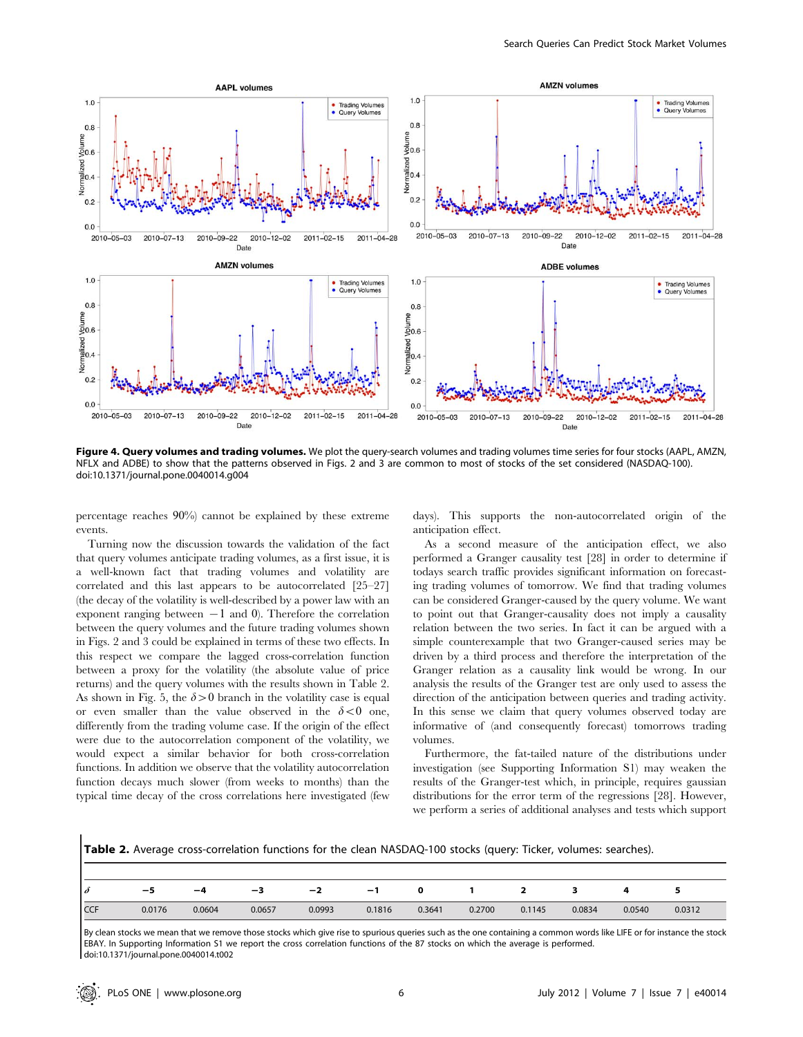**Figure 4. Query volumes and trading volumes.** We plot the query-search volumes and trading volumes time series for four stocks (AAPL, AMZN, NFLX and ADBE) to show that the patterns observed in Figs. 2 and 3 are common to most of stocks of the set considered (NASDAQ-100).
doi:10.1371/journal.pone.0040014.g004

percentage reaches 90%) cannot be explained by these extreme events.

Turning now the discussion towards the validation of the fact that query volumes anticipate trading volumes, as a first issue, it is a well-known fact that trading volumes and volatility are correlated and this last appears to be autocorrelated [25–27] (the decay of the volatility is well-described by a power law with an exponent ranging between $-1$ and 0). Therefore the correlation between the query volumes and the future trading volumes shown in Figs. 2 and 3 could be explained in terms of these two effects. In this respect we compare the lagged cross-correlation function between a proxy for the volatility (the absolute value of price returns) and the query volumes with the results shown in Table 2. As shown in Fig. 5, the $\delta > 0$ branch in the volatility case is equal or even smaller than the value observed in the $\delta < 0$ one, differently from the trading volume case. If the origin of the effect were due to the autocorrelation component of the volatility, we would expect a similar behavior for both cross-correlation functions. In addition we observe that the volatility autocorrelation function decays much slower (from weeks to months) than the typical time decay of the cross correlations here investigated (few days). This supports the non-autocorrelated origin of the anticipation effect.

As a second measure of the anticipation effect, we also performed a Granger causality test [28] in order to determine if todays search traffic provides significant information on forecasting trading volumes of tomorrow. We find that trading volumes can be considered Granger-caused by the query volume. We want to point out that Granger-causality does not imply a causality relation between the two series. In fact it can be argued with a simple counterexample that two Granger-caused series may be driven by a third process and therefore the interpretation of the Granger relation as a causality link would be wrong. In our analysis the results of the Granger test are only used to assess the direction of the anticipation between queries and trading activity. In this sense we claim that query volumes observed today are informative of (and consequently forecast) tomorrows trading volumes.

Furthermore, the fat-tailed nature of the distributions under investigation (see Supporting Information S1) may weaken the results of the Granger-test which, in principle, requires gaussian distributions for the error term of the regressions [28]. However, we perform a series of additional analyses and tests which support

**Table 2.** Average cross-correlation functions for the clean NASDAQ-100 stocks (query: Ticker, volumes: searches).

| $\delta$ | −5 | −4 | −3 | −2 | −1 | 0 | 1 | 2 | 3 | 4 | 5 |
|---|---|---|---|---|---|---|---|---|---|---|---|
| CCF | 0.0176 | 0.0604 | 0.0657 | 0.0993 | 0.1816 | 0.3641 | 0.2700 | 0.1145 | 0.0834 | 0.0540 | 0.0312 |

By clean stocks we mean that we remove those stocks which give rise to spurious queries such as the one containing a common words like LIFE or for instance the stock EBAY. In Supporting Information S1 we report the cross correlation functions of the 87 stocks on which the average is performed.
doi:10.1371/journal.pone.0040014.t002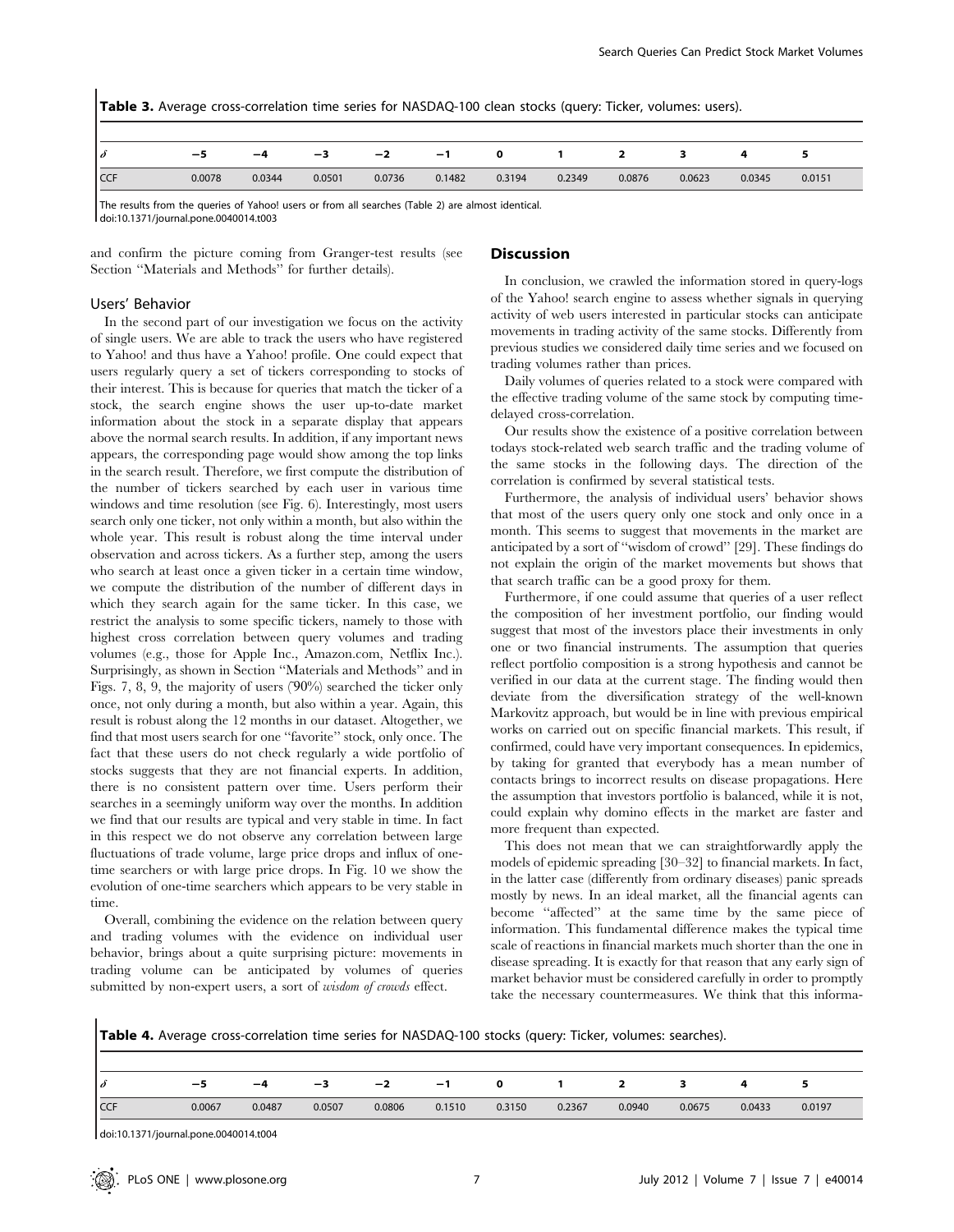**Table 3.** Average cross-correlation time series for NASDAQ-100 clean stocks (query: Ticker, volumes: users).

| $\delta$ | −5 | −4 | −3 | −2 | −1 | 0 | 1 | 2 | 3 | 4 | 5 |
|---|---|---|---|---|---|---|---|---|---|---|---|
| CCF | 0.0078 | 0.0344 | 0.0501 | 0.0736 | 0.1482 | 0.3194 | 0.2349 | 0.0876 | 0.0623 | 0.0345 | 0.0151 |

The results from the queries of Yahoo! users or from all searches (Table 2) are almost identical.
doi:10.1371/journal.pone.0040014.t003

and confirm the picture coming from Granger-test results (see Section "Materials and Methods" for further details).

### Users' Behavior

In the second part of our investigation we focus on the activity of single users. We are able to track the users who have registered to Yahoo! and thus have a Yahoo! profile. One could expect that users regularly query a set of tickers corresponding to stocks of their interest. This is because for queries that match the ticker of a stock, the search engine shows the user up-to-date market information about the stock in a separate display that appears above the normal search results. In addition, if any important news appears, the corresponding page would show among the top links in the search result. Therefore, we first compute the distribution of the number of tickers searched by each user in various time windows and time resolution (see Fig. 6). Interestingly, most users search only one ticker, not only within a month, but also within the whole year. This result is robust along the time interval under observation and across tickers. As a further step, among the users who search at least once a given ticker in a certain time window, we compute the distribution of the number of different days in which they search again for the same ticker. In this case, we restrict the analysis to some specific tickers, namely to those with highest cross correlation between query volumes and trading volumes (e.g., those for Apple Inc., Amazon.com, Netflix Inc.). Surprisingly, as shown in Section "Materials and Methods" and in Figs. 7, 8, 9, the majority of users (~90%) searched the ticker only once, not only during a month, but also within a year. Again, this result is robust along the 12 months in our dataset. Altogether, we find that most users search for one "favorite" stock, only once. The fact that these users do not check regularly a wide portfolio of stocks suggests that they are not financial experts. In addition, there is no consistent pattern over time. Users perform their searches in a seemingly uniform way over the months. In addition we find that our results are typical and very stable in time. In fact in this respect we do not observe any correlation between large fluctuations of trade volume, large price drops and influx of one-time searchers or with large price drops. In Fig. 10 we show the evolution of one-time searchers which appears to be very stable in time.

Overall, combining the evidence on the relation between query and trading volumes with the evidence on individual user behavior, brings about a quite surprising picture: movements in trading volume can be anticipated by volumes of queries submitted by non-expert users, a sort of *wisdom of crowds* effect.

## Discussion

In conclusion, we crawled the information stored in query-logs of the Yahoo! search engine to assess whether signals in querying activity of web users interested in particular stocks can anticipate movements in trading activity of the same stocks. Differently from previous studies we considered daily time series and we focused on trading volumes rather than prices.

Daily volumes of queries related to a stock were compared with the effective trading volume of the same stock by computing time-delayed cross-correlation.

Our results show the existence of a positive correlation between todays stock-related web search traffic and the trading volume of the same stocks in the following days. The direction of the correlation is confirmed by several statistical tests.

Furthermore, the analysis of individual users' behavior shows that most of the users query only one stock and only once in a month. This seems to suggest that movements in the market are anticipated by a sort of "wisdom of crowd" [29]. These findings do not explain the origin of the market movements but shows that that search traffic can be a good proxy for them.

Furthermore, if one could assume that queries of a user reflect the composition of her investment portfolio, our finding would suggest that most of the investors place their investments in only one or two financial instruments. The assumption that queries reflect portfolio composition is a strong hypothesis and cannot be verified in our data at the current stage. The finding would then deviate from the diversification strategy of the well-known Markovitz approach, but would be in line with previous empirical works on carried out on specific financial markets. This result, if confirmed, could have very important consequences. In epidemics, by taking for granted that everybody has a mean number of contacts brings to incorrect results on disease propagations. Here the assumption that investors portfolio is balanced, while it is not, could explain why domino effects in the market are faster and more frequent than expected.

This does not mean that we can straightforwardly apply the models of epidemic spreading [30–32] to financial markets. In fact, in the latter case (differently from ordinary diseases) panic spreads mostly by news. In an ideal market, all the financial agents can become "affected" at the same time by the same piece of information. This fundamental difference makes the typical time scale of reactions in financial markets much shorter than the one in disease spreading. It is exactly for that reason that any early sign of market behavior must be considered carefully in order to promptly take the necessary countermeasures. We think that this informa-

**Table 4.** Average cross-correlation time series for NASDAQ-100 stocks (query: Ticker, volumes: searches).

| $\delta$ | −5 | −4 | −3 | −2 | −1 | 0 | 1 | 2 | 3 | 4 | 5 |
|---|---|---|---|---|---|---|---|---|---|---|---|
| CCF | 0.0067 | 0.0487 | 0.0507 | 0.0806 | 0.1510 | 0.3150 | 0.2367 | 0.0940 | 0.0675 | 0.0433 | 0.0197 |

doi:10.1371/journal.pone.0040014.t004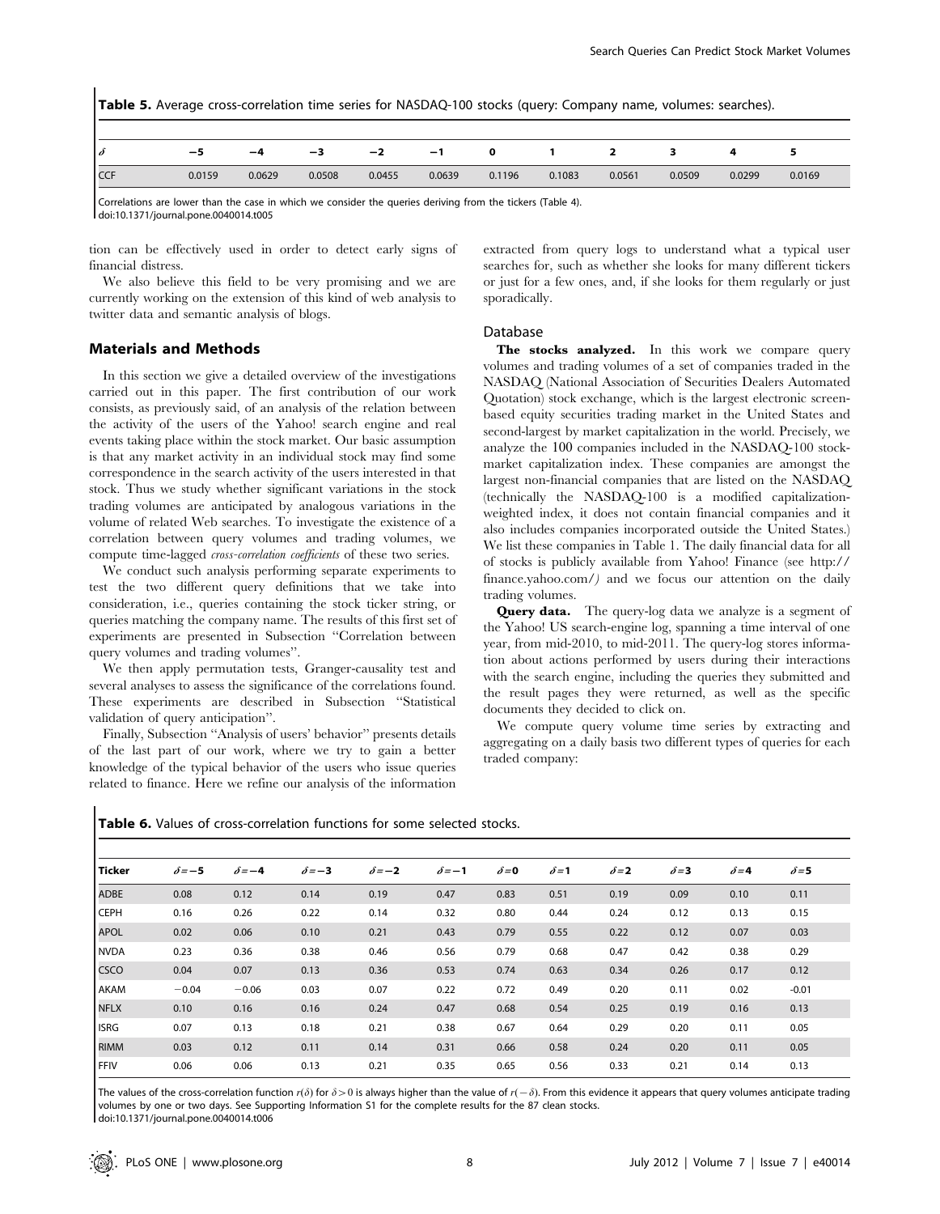**Table 5.** Average cross-correlation time series for NASDAQ-100 stocks (query: Company name, volumes: searches).

| $\delta$ | −5 | −4 | −3 | −2 | −1 | 0 | 1 | 2 | 3 | 4 | 5 |
|---|---|---|---|---|---|---|---|---|---|---|---|
| CCF | 0.0159 | 0.0629 | 0.0508 | 0.0455 | 0.0639 | 0.1196 | 0.1083 | 0.0561 | 0.0509 | 0.0299 | 0.0169 |

Correlations are lower than the case in which we consider the queries deriving from the tickers (Table 4).
doi:10.1371/journal.pone.0040014.t005

tion can be effectively used in order to detect early signs of financial distress.

We also believe this field to be very promising and we are currently working on the extension of this kind of web analysis to twitter data and semantic analysis of blogs.

## Materials and Methods

In this section we give a detailed overview of the investigations carried out in this paper. The first contribution of our work consists, as previously said, of an analysis of the relation between the activity of the users of the Yahoo! search engine and real events taking place within the stock market. Our basic assumption is that any market activity in an individual stock may find some correspondence in the search activity of the users interested in that stock. Thus we study whether significant variations in the stock trading volumes are anticipated by analogous variations in the volume of related Web searches. To investigate the existence of a correlation between query volumes and trading volumes, we compute time-lagged *cross-correlation coefficients* of these two series.

We conduct such analysis performing separate experiments to test the two different query definitions that we take into consideration, i.e., queries containing the stock ticker string, or queries matching the company name. The results of this first set of experiments are presented in Subsection "Correlation between query volumes and trading volumes".

We then apply permutation tests, Granger-causality test and several analyses to assess the significance of the correlations found. These experiments are described in Subsection "Statistical validation of query anticipation".

Finally, Subsection "Analysis of users' behavior" presents details of the last part of our work, where we try to gain a better knowledge of the typical behavior of the users who issue queries related to finance. Here we refine our analysis of the information extracted from query logs to understand what a typical user searches for, such as whether she looks for many different tickers or just for a few ones, and, if she looks for them regularly or just sporadically.

### Database

**The stocks analyzed.** In this work we compare query volumes and trading volumes of a set of companies traded in the NASDAQ (National Association of Securities Dealers Automated Quotation) stock exchange, which is the largest electronic screen-based equity securities trading market in the United States and second-largest by market capitalization in the world. Precisely, we analyze the 100 companies included in the NASDAQ-100 stock-market capitalization index. These companies are amongst the largest non-financial companies that are listed on the NASDAQ (technically the NASDAQ-100 is a modified capitalization-weighted index, it does not contain financial companies and it also includes companies incorporated outside the United States.) We list these companies in Table 1. The daily financial data for all of stocks is publicly available from Yahoo! Finance (see http://finance.yahoo.com/) and we focus our attention on the daily trading volumes.

**Query data.** The query-log data we analyze is a segment of the Yahoo! US search-engine log, spanning a time interval of one year, from mid-2010, to mid-2011. The query-log stores information about actions performed by users during their interactions with the search engine, including the queries they submitted and the result pages they were returned, as well as the specific documents they decided to click on.

We compute query volume time series by extracting and aggregating on a daily basis two different types of queries for each traded company:

**Table 6.** Values of cross-correlation functions for some selected stocks.

| Ticker | $\delta=-5$ | $\delta=-4$ | $\delta=-3$ | $\delta=-2$ | $\delta=-1$ | $\delta=0$ | $\delta=1$ | $\delta=2$ | $\delta=3$ | $\delta=4$ | $\delta=5$ |
|---|---|---|---|---|---|---|---|---|---|---|---|
| ADBE | 0.08 | 0.12 | 0.14 | 0.19 | 0.47 | 0.83 | 0.51 | 0.19 | 0.09 | 0.10 | 0.11 |
| CEPH | 0.16 | 0.26 | 0.22 | 0.14 | 0.32 | 0.80 | 0.44 | 0.24 | 0.12 | 0.13 | 0.15 |
| APOL | 0.02 | 0.06 | 0.10 | 0.21 | 0.43 | 0.79 | 0.55 | 0.22 | 0.12 | 0.07 | 0.03 |
| NVDA | 0.23 | 0.36 | 0.38 | 0.46 | 0.56 | 0.79 | 0.68 | 0.47 | 0.42 | 0.38 | 0.29 |
| CSCO | 0.04 | 0.07 | 0.13 | 0.36 | 0.53 | 0.74 | 0.63 | 0.34 | 0.26 | 0.17 | 0.12 |
| AKAM | −0.04 | −0.06 | 0.03 | 0.07 | 0.22 | 0.72 | 0.49 | 0.20 | 0.11 | 0.02 | -0.01 |
| NFLX | 0.10 | 0.16 | 0.16 | 0.24 | 0.47 | 0.68 | 0.54 | 0.25 | 0.19 | 0.16 | 0.13 |
| ISRG | 0.07 | 0.13 | 0.18 | 0.21 | 0.38 | 0.67 | 0.64 | 0.29 | 0.20 | 0.11 | 0.05 |
| RIMM | 0.03 | 0.12 | 0.11 | 0.14 | 0.31 | 0.66 | 0.58 | 0.24 | 0.20 | 0.11 | 0.05 |
| FFIV | 0.06 | 0.06 | 0.13 | 0.21 | 0.35 | 0.65 | 0.56 | 0.33 | 0.21 | 0.14 | 0.13 |

The values of the cross-correlation function $r(\delta)$ for $\delta>0$ is always higher than the value of $r(-\delta)$. From this evidence it appears that query volumes anticipate trading volumes by one or two days. See Supporting Information S1 for the complete results for the 87 clean stocks.
doi:10.1371/journal.pone.0040014.t006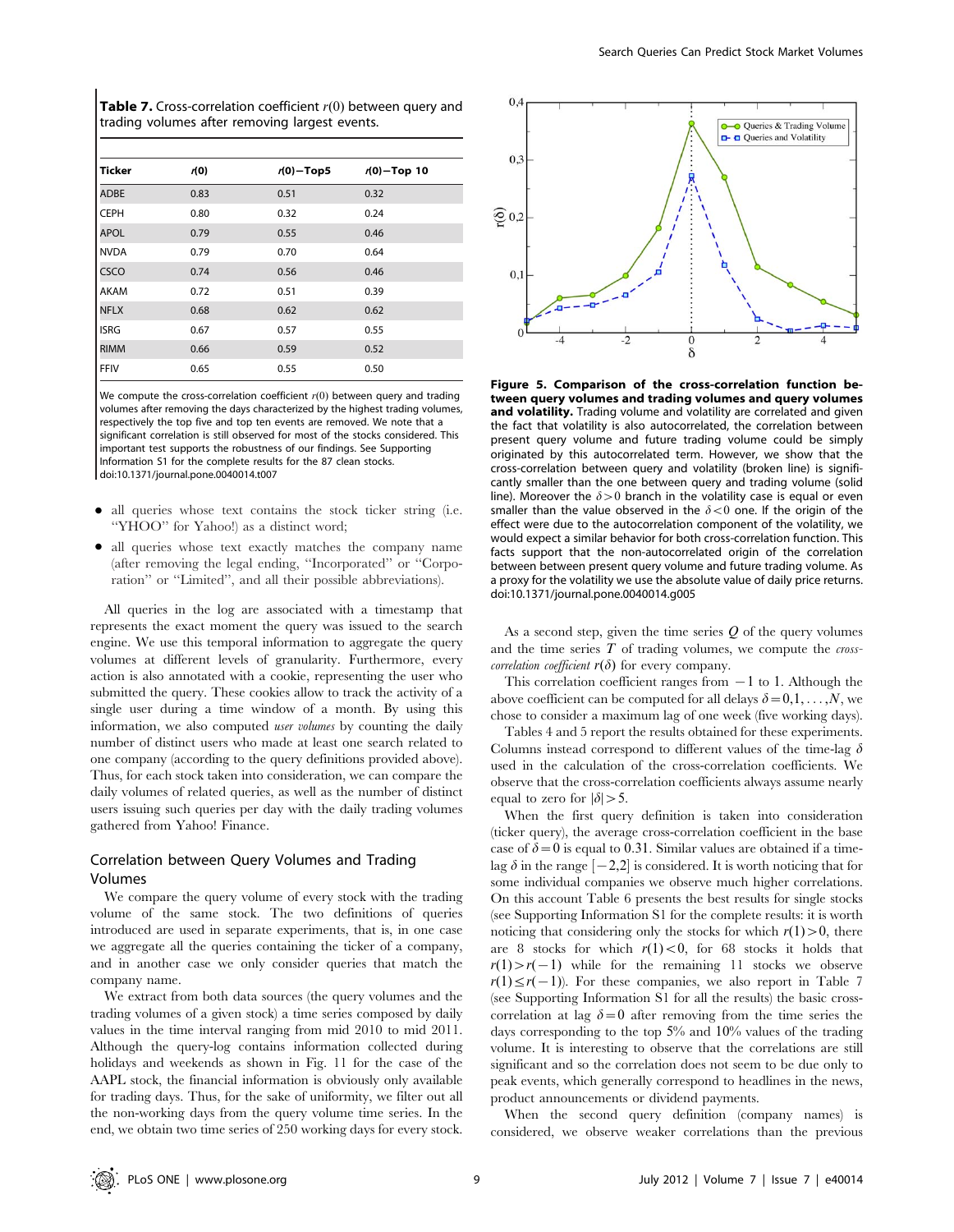**Table 7.** Cross-correlation coefficient $r(0)$ between query and trading volumes after removing largest events.

| Ticker | $r(0)$ | $r(0)-$Top5 | $r(0)-$Top 10 |
|---|---|---|---|
| ADBE | 0.83 | 0.51 | 0.32 |
| CEPH | 0.80 | 0.32 | 0.24 |
| APOL | 0.79 | 0.55 | 0.46 |
| NVDA | 0.79 | 0.70 | 0.64 |
| CSCO | 0.74 | 0.56 | 0.46 |
| AKAM | 0.72 | 0.51 | 0.39 |
| NFLX | 0.68 | 0.62 | 0.62 |
| ISRG | 0.67 | 0.57 | 0.55 |
| RIMM | 0.66 | 0.59 | 0.52 |
| FFIV | 0.65 | 0.55 | 0.50 |

We compute the cross-correlation coefficient $r(0)$ between query and trading volumes after removing the days characterized by the highest trading volumes, respectively the top five and top ten events are removed. We note that a significant correlation is still observed for most of the stocks considered. This important test supports the robustness of our findings. See Supporting Information S1 for the complete results for the 87 clean stocks.
doi:10.1371/journal.pone.0040014.t007

- all queries whose text contains the stock ticker string (i.e. "YHOO" for Yahoo!) as a distinct word;
- all queries whose text exactly matches the company name (after removing the legal ending, "Incorporated" or "Corporation" or "Limited", and all their possible abbreviations).

All queries in the log are associated with a timestamp that represents the exact moment the query was issued to the search engine. We use this temporal information to aggregate the query volumes at different levels of granularity. Furthermore, every action is also annotated with a cookie, representing the user who submitted the query. These cookies allow to track the activity of a single user during a time window of a month. By using this information, we also computed *user volumes* by counting the daily number of distinct users who made at least one search related to one company (according to the query definitions provided above). Thus, for each stock taken into consideration, we can compare the daily volumes of related queries, as well as the number of distinct users issuing such queries per day with the daily trading volumes gathered from Yahoo! Finance.

## Correlation between Query Volumes and Trading Volumes

We compare the query volume of every stock with the trading volume of the same stock. The two definitions of queries introduced are used in separate experiments, that is, in one case we aggregate all the queries containing the ticker of a company, and in another case we only consider queries that match the company name.

We extract from both data sources (the query volumes and the trading volumes of a given stock) a time series composed by daily values in the time interval ranging from mid 2010 to mid 2011. Although the query-log contains information collected during holidays and weekends as shown in Fig. 11 for the case of the AAPL stock, the financial information is obviously only available for trading days. Thus, for the sake of uniformity, we filter out all the non-working days from the query volume time series. In the end, we obtain two time series of 250 working days for every stock.

**Figure 5. Comparison of the cross-correlation function between query and trading volumes and query volumes and volatility.** Trading volume and volatility are correlated and given the fact that volatility is also autocorrelated, the correlation between present query volume and future trading volume could be simply originated by this autocorrelated term. However, we show that the cross-correlation between query and volatility (broken line) is significantly smaller than the one between query and trading volume (solid line). Moreover the $\delta > 0$ branch in the volatility case is equal or even smaller than the value observed in the $\delta < 0$ one. If the origin of the effect were due to the autocorrelation component of the volatility, we would expect a similar behavior for both cross-correlation function. This facts support that the non-autocorrelated origin of the correlation between between present query volume and future trading volume. As a proxy for the volatility we use the absolute value of daily price returns.
doi:10.1371/journal.pone.0040014.g005

As a second step, given the time series $Q$ of the query volumes and the time series $T$ of trading volumes, we compute the *cross-correlation coefficient* $r(\delta)$ for every company.

This correlation coefficient ranges from $-1$ to 1. Although the above coefficient can be computed for all delays $\delta = 0,1,\ldots,N$, we chose to consider a maximum lag of one week (five working days).

Tables 4 and 5 report the results obtained for these experiments. Columns instead correspond to different values of the time-lag $\delta$ used in the calculation of the cross-correlation coefficients. We observe that the cross-correlation coefficients always assume nearly equal to zero for $|\delta| > 5$.

When the first query definition is taken into consideration (ticker query), the average cross-correlation coefficient in the base case of $\delta = 0$ is equal to 0.31. Similar values are obtained if a time-lag $\delta$ in the range $[-2,2]$ is considered. It is worth noticing that for some individual companies we observe much higher correlations. On this account Table 6 presents the best results for single stocks (see Supporting Information S1 for the complete results: it is worth noticing that considering only the stocks for which $r(1) > 0$, there are 8 stocks for which $r(1) < 0$, for 68 stocks it holds that $r(1) > r(-1)$ while for the remaining 11 stocks we observe $r(1) \leq r(-1)$). For these companies, we also report in Table 7 (see Supporting Information S1 for all the results) the basic cross-correlation at lag $\delta = 0$ after removing from the time series the days corresponding to the top 5% and 10% values of the trading volume. It is interesting to observe that the correlations are still significant and so the correlation does not seem to be due only to peak events, which generally correspond to headlines in the news, product announcements or dividend payments.

When the second query definition (company names) is considered, we observe weaker correlations than the previous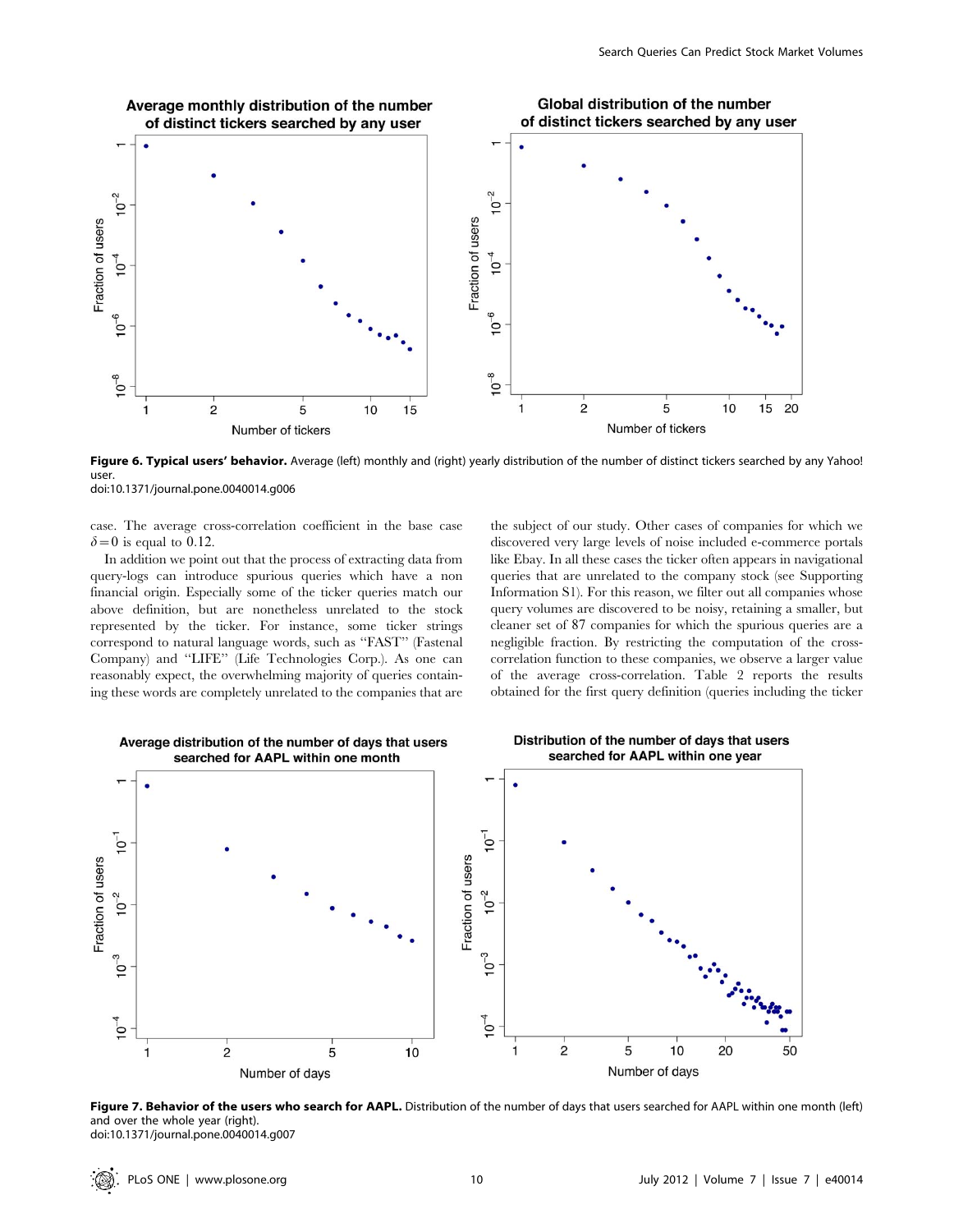**Figure 6. Typical users' behavior.** Average (left) monthly and (right) yearly distribution of the number of distinct tickers searched by any Yahoo! user.
doi:10.1371/journal.pone.0040014.g006

case. The average cross-correlation coefficient in the base case $\delta = 0$ is equal to 0.12.

In addition we point out that the process of extracting data from query-logs can introduce spurious queries which have a non financial origin. Especially some of the ticker queries match our above definition, but are nonetheless unrelated to the stock represented by the ticker. For instance, some ticker strings correspond to natural language words, such as "FAST" (Fastenal Company) and "LIFE" (Life Technologies Corp.). As one can reasonably expect, the overwhelming majority of queries containing these words are completely unrelated to the companies that are the subject of our study. Other cases of companies for which we discovered very large levels of noise included e-commerce portals like Ebay. In all these cases the ticker often appears in navigational queries that are unrelated to the company stock (see Supporting Information S1). For this reason, we filter out all companies whose query volumes are discovered to be noisy, retaining a smaller, but cleaner set of 87 companies for which the spurious queries are a negligible fraction. By restricting the computation of the cross-correlation function to these companies, we observe a larger value of the average cross-correlation. Table 2 reports the results obtained for the first query definition (queries including the ticker

**Figure 7. Behavior of the users who search for AAPL.** Distribution of the number of days that users searched for AAPL within one month (left) and over the whole year (right).
doi:10.1371/journal.pone.0040014.g007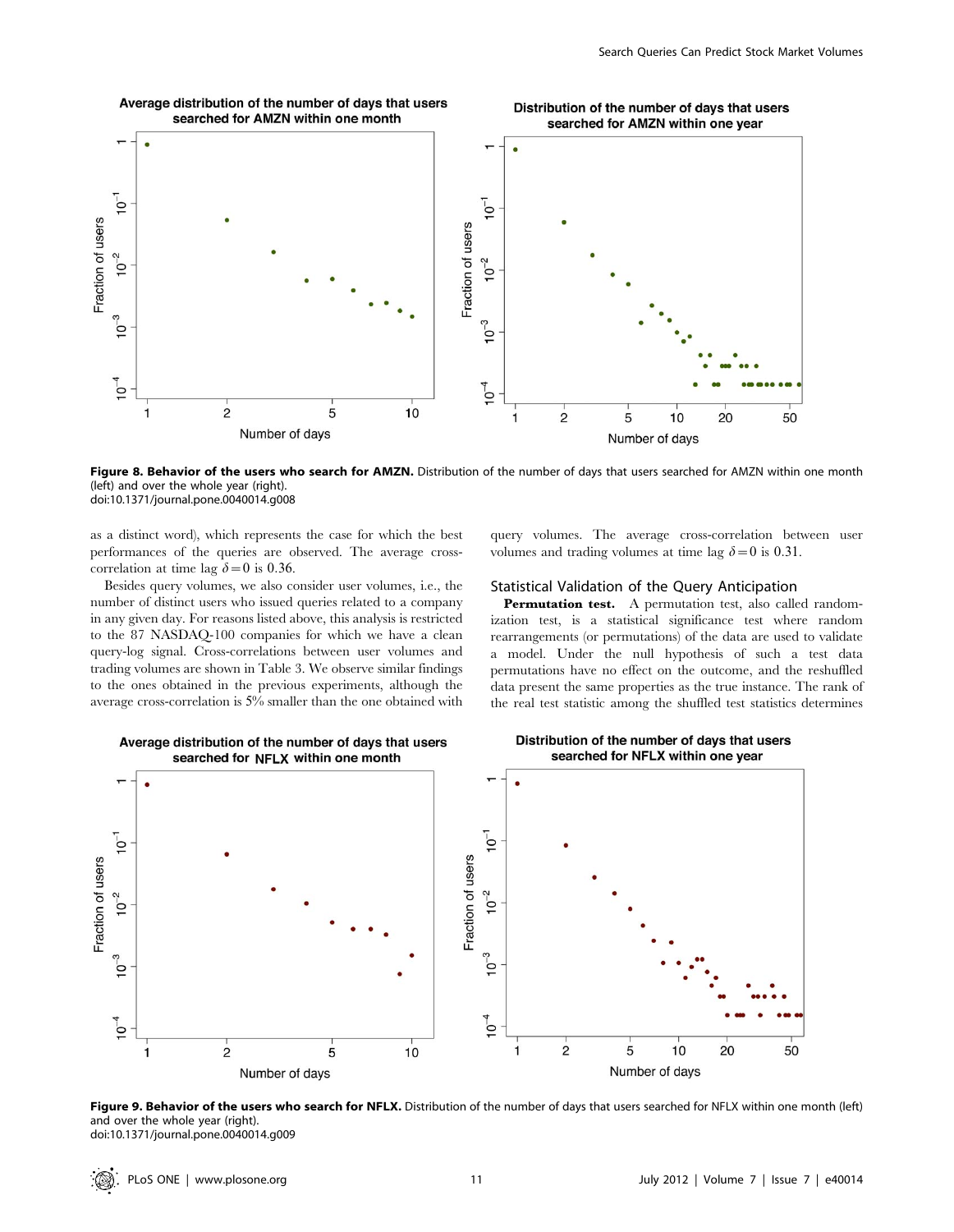**Figure 8. Behavior of the users who search for AMZN.** Distribution of the number of days that users searched for AMZN within one month (left) and over the whole year (right).
doi:10.1371/journal.pone.0040014.g008

as a distinct word), which represents the case for which the best performances of the queries are observed. The average cross-correlation at time lag $\delta = 0$ is 0.36.

Besides query volumes, we also consider user volumes, i.e., the number of distinct users who issued queries related to a company in any given day. For reasons listed above, this analysis is restricted to the 87 NASDAQ-100 companies for which we have a clean query-log signal. Cross-correlations between user volumes and trading volumes are shown in Table 3. We observe similar findings to the ones obtained in the previous experiments, although the average cross-correlation is 5% smaller than the one obtained with query volumes. The average cross-correlation between user volumes and trading volumes at time lag $\delta = 0$ is 0.31.

### Statistical Validation of the Query Anticipation

**Permutation test.** A permutation test, also called randomization test, is a statistical significance test where random rearrangements (or permutations) of the data are used to validate a model. Under the null hypothesis of such a test data permutations have no effect on the outcome, and the reshuffled data present the same properties as the true instance. The rank of the real test statistic among the shuffled test statistics determines

**Figure 9. Behavior of the users who search for NFLX.** Distribution of the number of days that users searched for NFLX within one month (left) and over the whole year (right).
doi:10.1371/journal.pone.0040014.g009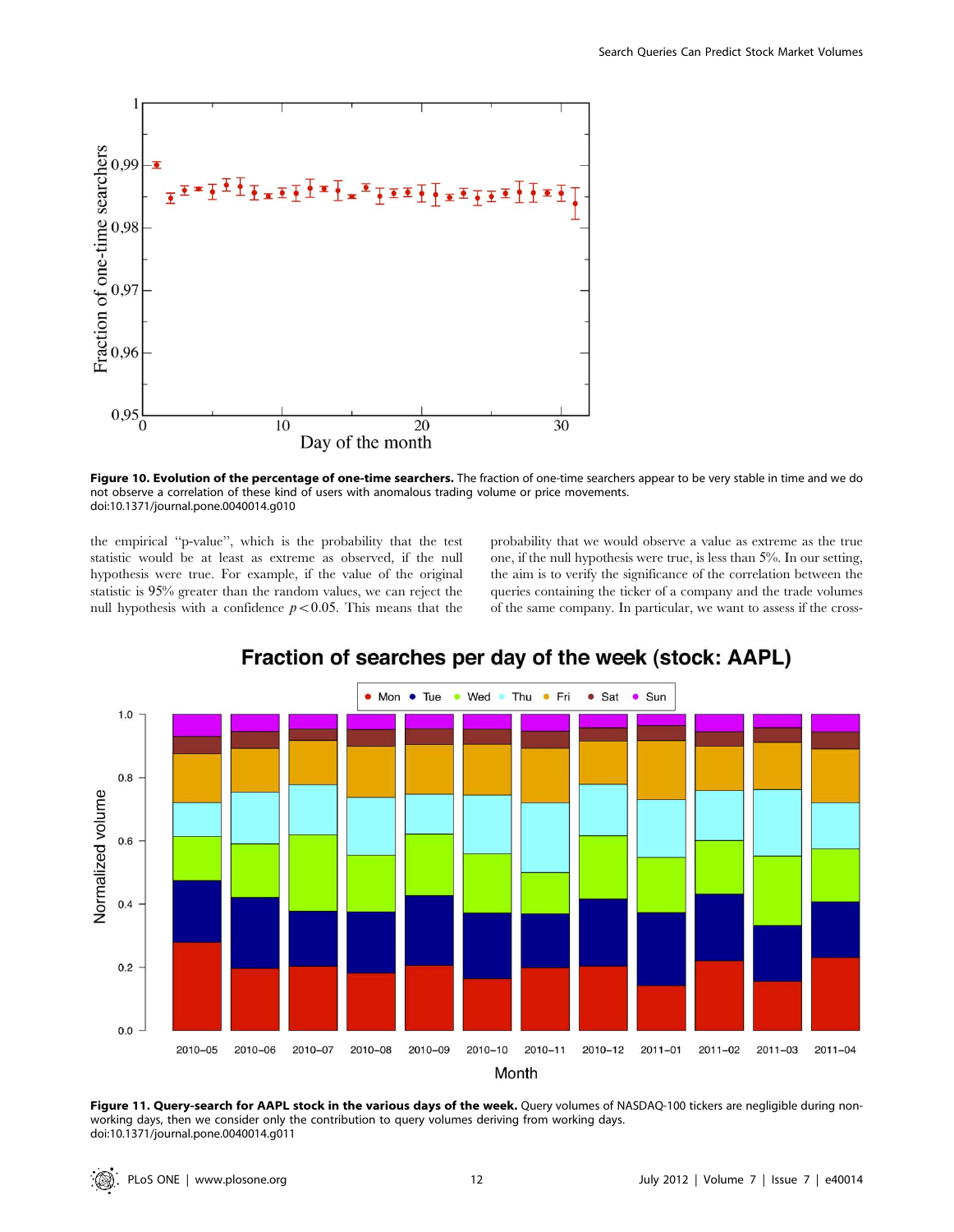**Figure 10. Evolution of the percentage of one-time searchers.** The fraction of one-time searchers appear to be very stable in time and we do not observe a correlation of these kind of users with anomalous trading volume or price movements.
doi:10.1371/journal.pone.0040014.g010

the empirical "p-value", which is the probability that the test statistic would be at least as extreme as observed, if the null hypothesis were true. For example, if the value of the original statistic is 95% greater than the random values, we can reject the null hypothesis with a confidence $p<0.05$. This means that the probability that we would observe a value as extreme as the true one, if the null hypothesis were true, is less than 5%. In our setting, the aim is to verify the significance of the correlation between the queries containing the ticker of a company and the trade volumes of the same company. In particular, we want to assess if the cross-

**Figure 11. Query-search for AAPL stock in the various days of the week.** Query volumes of NASDAQ-100 tickers are negligible during non-working days, then we consider only the contribution to query volumes deriving from working days.
doi:10.1371/journal.pone.0040014.g011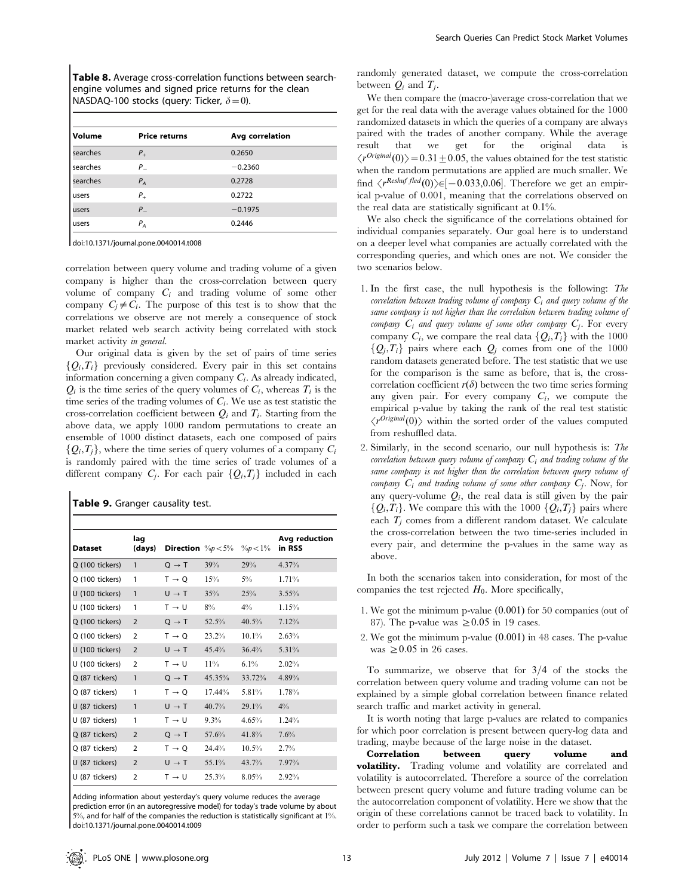**Table 8.** Average cross-correlation functions between search-engine volumes and signed price returns for the clean NASDAQ-100 stocks (query: Ticker, $\delta = 0$).

| Volume | Price returns | Avg correlation |
|---|---|---|
| searches | $P_+$ | 0.2650 |
| searches | $P_-$ | −0.2360 |
| searches | $P_A$ | 0.2728 |
| users | $P_+$ | 0.2722 |
| users | $P_-$ | −0.1975 |
| users | $P_A$ | 0.2446 |

doi:10.1371/journal.pone.0040014.t008

correlation between query volume and trading volume of a given company is higher than the cross-correlation between query volume of company $C_i$ and trading volume of some other company $C_j \neq C_i$. The purpose of this test is to show that the correlations we observe are not merely a consequence of stock market related web search activity being correlated with stock market activity *in general*.

Our original data is given by the set of pairs of time series $\{Q_i, T_i\}$ previously considered. Every pair in this set contains information concerning a given company $C_i$. As already indicated, $Q_i$ is the time series of the query volumes of $C_i$, whereas $T_i$ is the time series of the trading volumes of $C_i$. We use as test statistic the cross-correlation coefficient between $Q_i$ and $T_i$. Starting from the above data, we apply 1000 random permutations to create an ensemble of 1000 distinct datasets, each one composed of pairs $\{Q_i, T_j\}$, where the time series of query volumes of a company $C_i$ is randomly paired with the time series of trade volumes of a different company $C_j$. For each pair $\{Q_i, T_j\}$ included in each randomly generated dataset, we compute the cross-correlation between $Q_i$ and $T_j$.

**Table 9.** Granger causality test.

| Dataset | lag (days) | Direction | $\%p<5\%$ | $\%p<1\%$ | Avg reduction in RSS |
|---|---|---|---|---|---|
| Q (100 tickers) | 1 | Q → T | 39% | 29% | 4.37% |
| Q (100 tickers) | 1 | T → Q | 15% | 5% | 1.71% |
| U (100 tickers) | 1 | U → T | 35% | 25% | 3.55% |
| U (100 tickers) | 1 | T → U | 8% | 4% | 1.15% |
| Q (100 tickers) | 2 | Q → T | 52.5% | 40.5% | 7.12% |
| Q (100 tickers) | 2 | T → Q | 23.2% | 10.1% | 2.63% |
| U (100 tickers) | 2 | U → T | 45.4% | 36.4% | 5.31% |
| U (100 tickers) | 2 | T → U | 11% | 6.1% | 2.02% |
| Q (87 tickers) | 1 | Q → T | 45.35% | 33.72% | 4.89% |
| Q (87 tickers) | 1 | T → Q | 17.44% | 5.81% | 1.78% |
| U (87 tickers) | 1 | U → T | 40.7% | 29.1% | 4% |
| U (87 tickers) | 1 | T → U | 9.3% | 4.65% | 1.24% |
| Q (87 tickers) | 2 | Q → T | 57.6% | 41.8% | 7.6% |
| Q (87 tickers) | 2 | T → Q | 24.4% | 10.5% | 2.7% |
| U (87 tickers) | 2 | U → T | 55.1% | 43.7% | 7.97% |
| U (87 tickers) | 2 | T → U | 25.3% | 8.05% | 2.92% |

Adding information about yesterday's query volume reduces the average prediction error (in an autoregressive model) for today's trade volume by about 5%, and for half of the companies the reduction is statistically significant at 1%.
doi:10.1371/journal.pone.0040014.t009

We then compare the (macro-)average cross-correlation that we get for the real data with the average values obtained for the 1000 randomized datasets in which the queries of a company are always paired with the trades of another company. While the average result that we get for the original data is $\langle r^{Original}(0)\rangle = 0.31 \pm 0.05$, the values obtained for the test statistic when the random permutations are applied are much smaller. We find $\langle r^{Reshuffled}(0)\rangle \in [-0.033, 0.06]$. Therefore we get an empirical p-value of 0.001, meaning that the correlations observed on the real data are statistically significant at 0.1%.

We also check the significance of the correlations obtained for individual companies separately. Our goal here is to understand on a deeper level what companies are actually correlated with the corresponding queries, and which ones are not. We consider the two scenarios below.

1. In the first case, the null hypothesis is the following: *The correlation between trading volume of company $C_i$ and query volume of the same company is not higher than the correlation between trading volume of company $C_i$ and query volume of some other company $C_j$.* For every company $C_i$, we compare the real data $\{Q_i, T_i\}$ with the 1000 $\{Q_j, T_i\}$ pairs where each $Q_j$ comes from one of the 1000 random datasets generated before. The test statistic that we use for the comparison is the same as before, that is, the cross-correlation coefficient $r(\delta)$ between the two time series forming any given pair. For every company $C_i$, we compute the empirical p-value by taking the rank of the real test statistic $\langle r^{Original}(0)\rangle$ within the sorted order of the values computed from reshuffled data.
2. Similarly, in the second scenario, our null hypothesis is: *The correlation between query volume of company $C_i$ and trading volume of the same company is not higher than the correlation between query volume of company $C_i$ and trading volume of some other company $C_j$.* Now, for any query-volume $Q_i$, the real data is still given by the pair $\{Q_i, T_i\}$. We compare this with the 1000 $\{Q_i, T_j\}$ pairs where each $T_j$ comes from a different random dataset. We calculate the cross-correlation between the two time-series included in every pair, and determine the p-values in the same way as above.

In both the scenarios taken into consideration, for most of the companies the test rejected $H_0$. More specifically,

1. We got the minimum p-value (0.001) for 50 companies (out of 87). The p-value was $\geq 0.05$ in 19 cases.
2. We got the minimum p-value (0.001) in 48 cases. The p-value was $\geq 0.05$ in 26 cases.

To summarize, we observe that for 3/4 of the stocks the correlation between query volume and trading volume can not be explained by a simple global correlation between finance related search traffic and market activity in general.

It is worth noting that large p-values are related to companies for which poor correlation is present between query-log data and trading, maybe because of the large noise in the dataset.

**Correlation between query volume and volatility.** Trading volume and volatility are correlated and volatility is autocorrelated. Therefore a source of the correlation between present query volume and future trading volume can be the autocorrelation component of volatility. Here we show that the origin of these correlations cannot be traced back to volatility. In order to perform such a task we compare the correlation between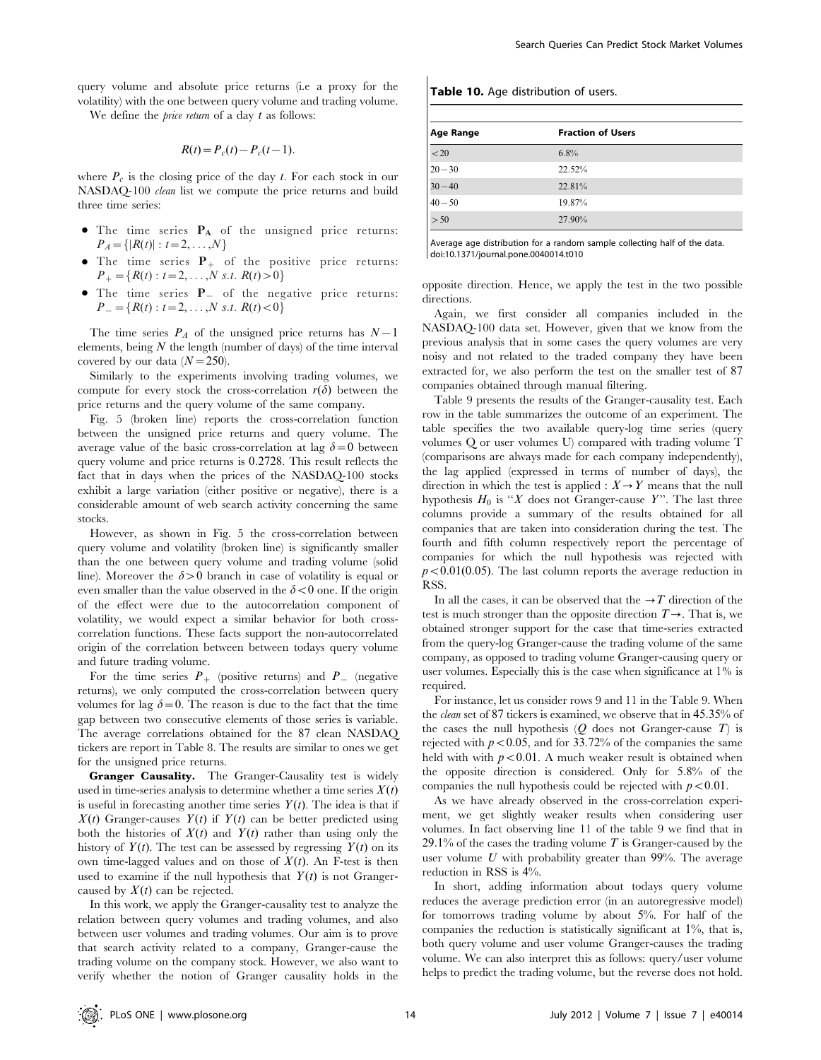query volume and absolute price returns (i.e a proxy for the volatility) with the one between query volume and trading volume.

We define the *price return* of a day $t$ as follows:

$$R(t) = P_c(t) - P_c(t-1).$$

where $P_c$ is the closing price of the day $t$. For each stock in our NASDAQ-100 *clean* list we compute the price returns and build three time series:

- The time series $\mathbf{P_A}$ of the unsigned price returns: $P_A = \{|R(t)| : t = 2, \ldots, N\}$
- The time series $\mathbf{P_+}$ of the positive price returns: $P_+ = \{R(t) : t = 2, \ldots, N \text{ s.t. } R(t) > 0\}$
- The time series $\mathbf{P_-}$ of the negative price returns: $P_- = \{R(t) : t = 2, \ldots, N \text{ s.t. } R(t) < 0\}$

The time series $P_A$ of the unsigned price returns has $N-1$ elements, being $N$ the length (number of days) of the time interval covered by our data ($N = 250$).

Similarly to the experiments involving trading volumes, we compute for every stock the cross-correlation $r(\delta)$ between the price returns and the query volume of the same company.

Fig. 5 (broken line) reports the cross-correlation function between the unsigned price returns and query volume. The average value of the basic cross-correlation at lag $\delta = 0$ between query volume and price returns is 0.2728. This result reflects the fact that in days when the prices of the NASDAQ-100 stocks exhibit a large variation (either positive or negative), there is a considerable amount of web search activity concerning the same stocks.

However, as shown in Fig. 5 the cross-correlation between query volume and volatility (broken line) is significantly smaller than the one between query volume and trading volume (solid line). Moreover the $\delta > 0$ branch in case of volatility is equal or even smaller than the value observed in the $\delta < 0$ one. If the origin of the effect were due to the autocorrelation component of volatility, we would expect a similar behavior for both cross-correlation functions. These facts support the non-autocorrelated origin of the correlation between between todays query volume and future trading volume.

For the time series $P_+$ (positive returns) and $P_-$ (negative returns), we only computed the cross-correlation between query volumes for lag $\delta = 0$. The reason is due to the fact that the time gap between two consecutive elements of those series is variable. The average correlations obtained for the 87 clean NASDAQ tickers are report in Table 8. The results are similar to ones we get for the unsigned price returns.

**Granger Causality.** The Granger-Causality test is widely used in time-series analysis to determine whether a time series $X(t)$ is useful in forecasting another time series $Y(t)$. The idea is that if $X(t)$ Granger-causes $Y(t)$ if $Y(t)$ can be better predicted using both the histories of $X(t)$ and $Y(t)$ rather than using only the history of $Y(t)$. The test can be assessed by regressing $Y(t)$ on its own time-lagged values and on those of $X(t)$. An F-test is then used to examine if the null hypothesis that $Y(t)$ is not Granger-caused by $X(t)$ can be rejected.

In this work, we apply the Granger-causality test to analyze the relation between query volumes and trading volumes, and also between user volumes and trading volumes. Our aim is to prove that search activity related to a company, Granger-cause the trading volume on the company stock. However, we also want to verify whether the notion of Granger causality holds in the opposite direction. Hence, we apply the test in the two possible directions.

**Table 10.** Age distribution of users.

| Age Range | Fraction of Users |
|---|---|
| $<20$ | 6.8% |
| $20-30$ | 22.52% |
| $30-40$ | 22.81% |
| $40-50$ | 19.87% |
| $>50$ | 27.90% |

Average age distribution for a random sample collecting half of the data.
doi:10.1371/journal.pone.0040014.t010

Again, we first consider all companies included in the NASDAQ-100 data set. However, given that we know from the previous analysis that in some cases the query volumes are very noisy and not related to the traded company they have been extracted for, we also perform the test on the smaller test of 87 companies obtained through manual filtering.

Table 9 presents the results of the Granger-causality test. Each row in the table summarizes the outcome of an experiment. The table specifies the two available query-log time series (query volumes Q or user volumes U) compared with trading volume T (comparisons are always made for each company independently), the lag applied (expressed in terms of number of days), the direction in which the test is applied : $X \to Y$ means that the null hypothesis $H_0$ is "$X$ does not Granger-cause $Y$". The last three columns provide a summary of the results obtained for all companies that are taken into consideration during the test. The fourth and fifth column respectively report the percentage of companies for which the null hypothesis was rejected with $p < 0.01(0.05)$. The last column reports the average reduction in RSS.

In all the cases, it can be observed that the $\to T$ direction of the test is much stronger than the opposite direction $T \to$. That is, we obtained stronger support for the case that time-series extracted from the query-log Granger-cause the trading volume of the same company, as opposed to trading volume Granger-causing query or user volumes. Especially this is the case when significance at 1% is required.

For instance, let us consider rows 9 and 11 in the Table 9. When the *clean* set of 87 tickers is examined, we observe that in 45.35% of the cases the null hypothesis ($Q$ does not Granger-cause $T$) is rejected with $p < 0.05$, and for 33.72% of the companies the same held with with $p < 0.01$. A much weaker result is obtained when the opposite direction is considered. Only for 5.8% of the companies the null hypothesis could be rejected with $p < 0.01$.

As we have already observed in the cross-correlation experiment, we get slightly weaker results when considering user volumes. In fact observing line 11 of the table 9 we find that in 29.1% of the cases the trading volume $T$ is Granger-caused by the user volume $U$ with probability greater than 99%. The average reduction in RSS is 4%.

In short, adding information about todays query volume reduces the average prediction error (in an autoregressive model) for tomorrows trading volume by about 5%. For half of the companies the reduction is statistically significant at 1%, that is, both query volume and user volume Granger-causes the trading volume. We can also interpret this as follows: query/user volume helps to predict the trading volume, but the reverse does not hold.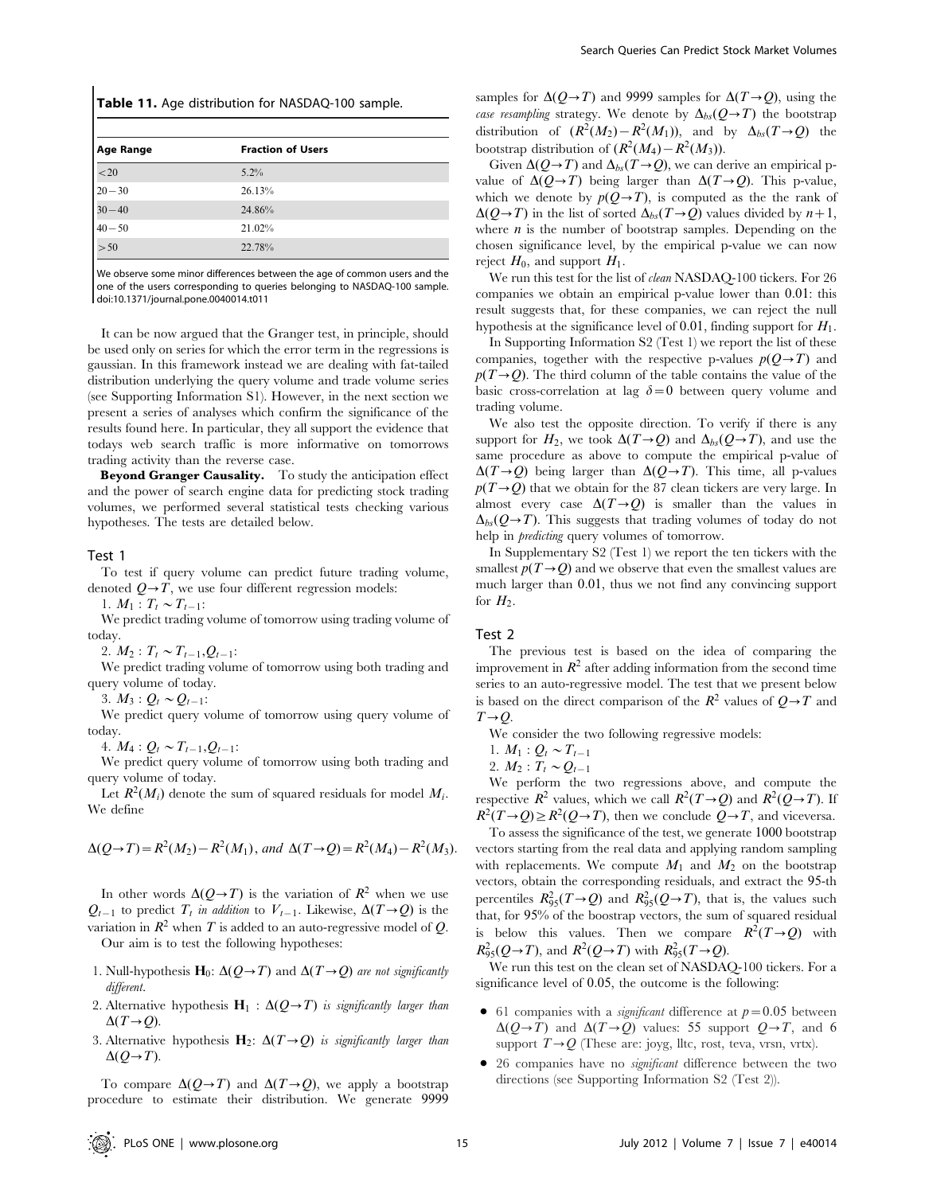**Table 11.** Age distribution for NASDAQ-100 sample.

| Age Range | Fraction of Users |
|---|---|
| $<20$ | 5.2% |
| $20-30$ | 26.13% |
| $30-40$ | 24.86% |
| $40-50$ | 21.02% |
| $>50$ | 22.78% |

We observe some minor differences between the age of common users and the one of the users corresponding to queries belonging to NASDAQ-100 sample.
doi:10.1371/journal.pone.0040014.t011

It can be now argued that the Granger test, in principle, should be used only on series for which the error term in the regressions is gaussian. In this framework instead we are dealing with fat-tailed distribution underlying the query volume and trade volume series (see Supporting Information S1). However, in the next section we present a series of analyses which confirm the significance of the results found here. In particular, they all support the evidence that todays web search traffic is more informative on tomorrows trading activity than the reverse case.

**Beyond Granger Causality.** To study the anticipation effect and the power of search engine data for predicting stock trading volumes, we performed several statistical tests checking various hypotheses. The tests are detailed below.

### Test 1

To test if query volume can predict future trading volume, denoted $Q \rightarrow T$, we use four different regression models:

1. $M_1: T_t \sim T_{t-1}$:

We predict trading volume of tomorrow using trading volume of today.

2. $M_2: T_t \sim T_{t-1}, Q_{t-1}$:

We predict trading volume of tomorrow using both trading and query volume of today.

3. $M_3: Q_t \sim Q_{t-1}$:

We predict query volume of tomorrow using query volume of today.

4. $M_4: Q_t \sim T_{t-1}, Q_{t-1}$:

We predict query volume of tomorrow using both trading and query volume of today.

Let $R^2(M_i)$ denote the sum of squared residuals for model $M_i$. We define

$$\Delta(Q \rightarrow T) = R^2(M_2) - R^2(M_1), \textit{ and } \Delta(T \rightarrow Q) = R^2(M_4) - R^2(M_3).$$

In other words $\Delta(Q \rightarrow T)$ is the variation of $R^2$ when we use $Q_{t-1}$ to predict $T_t$ *in addition* to $V_{t-1}$. Likewise, $\Delta(T \rightarrow Q)$ is the variation in $R^2$ when $T$ is added to an auto-regressive model of $Q$.

Our aim is to test the following hypotheses:

1. Null-hypothesis **H**$_0$: *$\Delta(Q \rightarrow T)$ and $\Delta(T \rightarrow Q)$ are not significantly different.*
2. Alternative hypothesis **H**$_1$ : *$\Delta(Q \rightarrow T)$ is significantly larger than $\Delta(T \rightarrow Q)$.*
3. Alternative hypothesis **H**$_2$: *$\Delta(T \rightarrow Q)$ is significantly larger than $\Delta(Q \rightarrow T)$.*

To compare $\Delta(Q \rightarrow T)$ and $\Delta(T \rightarrow Q)$, we apply a bootstrap procedure to estimate their distribution. We generate 9999 samples for $\Delta(Q \rightarrow T)$ and 9999 samples for $\Delta(T \rightarrow Q)$, using the *case resampling* strategy. We denote by $\Delta_{bs}(Q \rightarrow T)$ the bootstrap distribution of $(R^2(M_2) - R^2(M_1))$, and by $\Delta_{bs}(T \rightarrow Q)$ the bootstrap distribution of $(R^2(M_4) - R^2(M_3))$.

Given $\Delta(Q \rightarrow T)$ and $\Delta_{bs}(T \rightarrow Q)$, we can derive an empirical p-value of $\Delta(Q \rightarrow T)$ being larger than $\Delta(T \rightarrow Q)$. This p-value, which we denote by $p(Q \rightarrow T)$, is computed as the the rank of $\Delta(Q \rightarrow T)$ in the list of sorted $\Delta_{bs}(T \rightarrow Q)$ values divided by $n+1$, where $n$ is the number of bootstrap samples. Depending on the chosen significance level, by the empirical p-value we can now reject $H_0$, and support $H_1$.

We run this test for the list of *clean* NASDAQ-100 tickers. For 26 companies we obtain an empirical p-value lower than 0.01: this result suggests that, for these companies, we can reject the null hypothesis at the significance level of 0.01, finding support for $H_1$.

In Supporting Information S2 (Test 1) we report the list of these companies, together with the respective p-values $p(Q \rightarrow T)$ and $p(T \rightarrow Q)$. The third column of the table contains the value of the basic cross-correlation at lag $\delta = 0$ between query volume and trading volume.

We also test the opposite direction. To verify if there is any support for $H_2$, we took $\Delta(T \rightarrow Q)$ and $\Delta_{bs}(Q \rightarrow T)$, and use the same procedure as above to compute the empirical p-value of $\Delta(T \rightarrow Q)$ being larger than $\Delta(Q \rightarrow T)$. This time, all p-values $p(T \rightarrow Q)$ that we obtain for the 87 clean tickers are very large. In almost every case $\Delta(T \rightarrow Q)$ is smaller than the values in $\Delta_{bs}(Q \rightarrow T)$. This suggests that trading volumes of today do not help in *predicting* query volumes of tomorrow.

In Supplementary S2 (Test 1) we report the ten tickers with the smallest $p(T \rightarrow Q)$ and we observe that even the smallest values are much larger than 0.01, thus we not find any convincing support for $H_2$.

### Test 2

The previous test is based on the idea of comparing the improvement in $R^2$ after adding information from the second time series to an auto-regressive model. The test that we present below is based on the direct comparison of the $R^2$ values of $Q \rightarrow T$ and $T \rightarrow Q$.

We consider the two following regressive models:

1. $M_1: Q_t \sim T_{t-1}$
2. $M_2: T_t \sim Q_{t-1}$

We perform the two regressions above, and compute the respective $R^2$ values, which we call $R^2(T \rightarrow Q)$ and $R^2(Q \rightarrow T)$. If $R^2(T \rightarrow Q) \geq R^2(Q \rightarrow T)$, then we conclude $Q \rightarrow T$, and viceversa.

To assess the significance of the test, we generate 1000 bootstrap vectors starting from the real data and applying random sampling with replacements. We compute $M_1$ and $M_2$ on the bootstrap vectors, obtain the corresponding residuals, and extract the 95-th percentiles $R^2_{95}(T \rightarrow Q)$ and $R^2_{95}(Q \rightarrow T)$, that is, the values such that, for 95% of the boostrap vectors, the sum of squared residual is below this values. Then we compare $R^2(T \rightarrow Q)$ with $R^2_{95}(Q \rightarrow T)$, and $R^2(Q \rightarrow T)$ with $R^2_{95}(T \rightarrow Q)$.

We run this test on the clean set of NASDAQ-100 tickers. For a significance level of 0.05, the outcome is the following:

- 61 companies with a *significant* difference at $p = 0.05$ between $\Delta(Q \rightarrow T)$ and $\Delta(T \rightarrow Q)$ values: 55 support $Q \rightarrow T$, and 6 support $T \rightarrow Q$ (These are: joyg, lltc, rost, teva, vrsn, vrtx).
- 26 companies have no *significant* difference between the two directions (see Supporting Information S2 (Test 2)).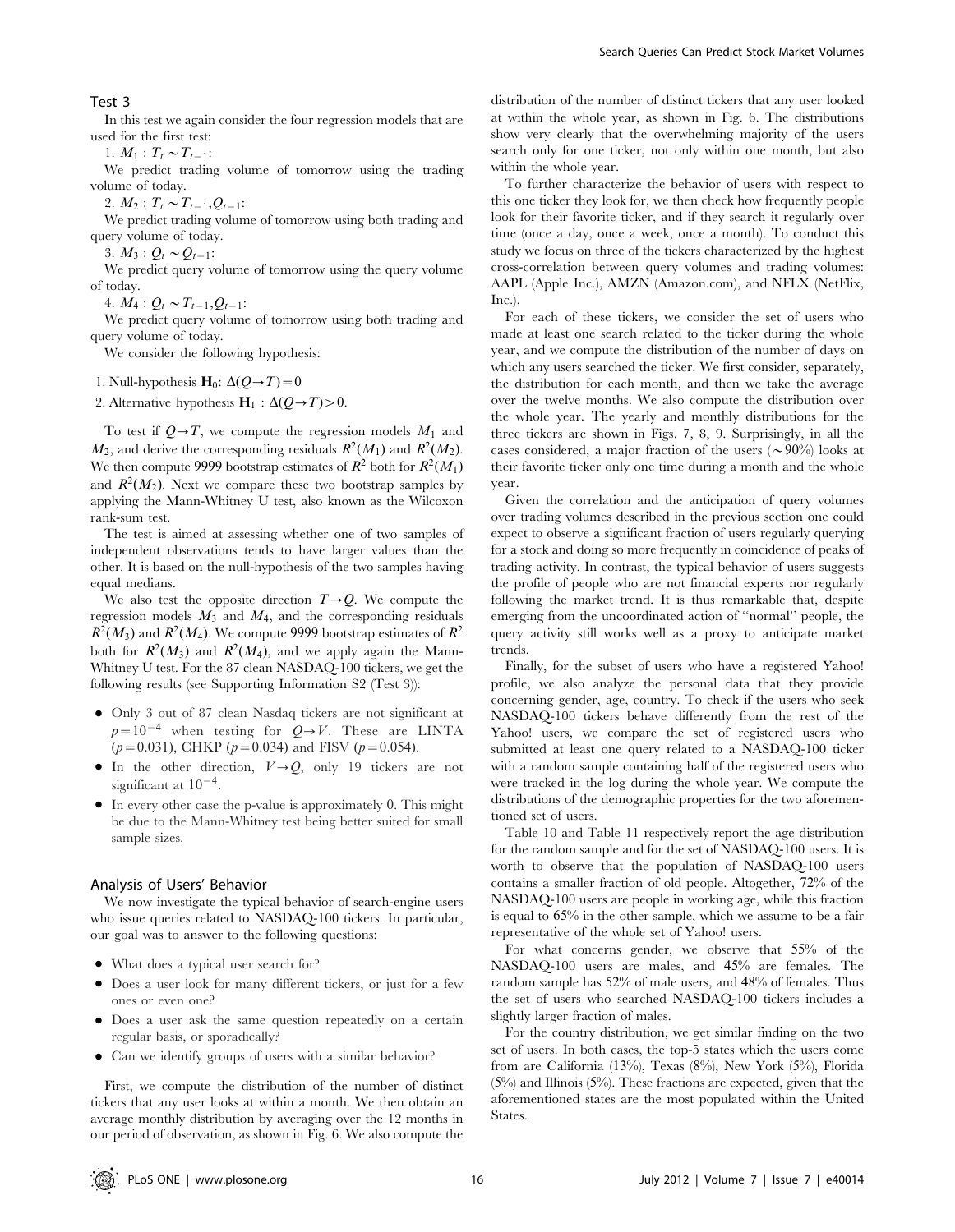### Test 3

In this test we again consider the four regression models that are used for the first test:

1. $M_1 : T_t \sim T_{t-1}$:

We predict trading volume of tomorrow using the trading volume of today.

2. $M_2 : T_t \sim T_{t-1}, Q_{t-1}$:

We predict trading volume of tomorrow using both trading and query volume of today.

3. $M_3 : Q_t \sim Q_{t-1}$:

We predict query volume of tomorrow using the query volume of today.

4. $M_4 : Q_t \sim T_{t-1}, Q_{t-1}$:

We predict query volume of tomorrow using both trading and query volume of today.

We consider the following hypothesis:

1. Null-hypothesis $\mathbf{H}_0$: $\Delta(Q \to T) = 0$
2. Alternative hypothesis $\mathbf{H}_1$ : $\Delta(Q \to T) > 0$.

To test if $Q \to T$, we compute the regression models $M_1$ and $M_2$, and derive the corresponding residuals $R^2(M_1)$ and $R^2(M_2)$. We then compute 9999 bootstrap estimates of $R^2$ both for $R^2(M_1)$ and $R^2(M_2)$. Next we compare these two bootstrap samples by applying the Mann-Whitney U test, also known as the Wilcoxon rank-sum test.

The test is aimed at assessing whether one of two samples of independent observations tends to have larger values than the other. It is based on the null-hypothesis of the two samples having equal medians.

We also test the opposite direction $T \to Q$. We compute the regression models $M_3$ and $M_4$, and the corresponding residuals $R^2(M_3)$ and $R^2(M_4)$. We compute 9999 bootstrap estimates of $R^2$ both for $R^2(M_3)$ and $R^2(M_4)$, and we apply again the Mann-Whitney U test. For the 87 clean NASDAQ-100 tickers, we get the following results (see Supporting Information S2 (Test 3)):

- Only 3 out of 87 clean Nasdaq tickers are not significant at $p = 10^{-4}$ when testing for $Q \to V$. These are LINTA ($p = 0.031$), CHKP ($p = 0.034$) and FISV ($p = 0.054$).
- In the other direction, $V \to Q$, only 19 tickers are not significant at $10^{-4}$.
- In every other case the p-value is approximately 0. This might be due to the Mann-Whitney test being better suited for small sample sizes.

## Analysis of Users' Behavior

We now investigate the typical behavior of search-engine users who issue queries related to NASDAQ-100 tickers. In particular, our goal was to answer to the following questions:

- What does a typical user search for?
- Does a user look for many different tickers, or just for a few ones or even one?
- Does a user ask the same question repeatedly on a certain regular basis, or sporadically?
- Can we identify groups of users with a similar behavior?

First, we compute the distribution of the number of distinct tickers that any user looks at within a month. We then obtain an average monthly distribution by averaging over the 12 months in our period of observation, as shown in Fig. 6. We also compute the distribution of the number of distinct tickers that any user looked at within the whole year, as shown in Fig. 6. The distributions show very clearly that the overwhelming majority of the users search only for one ticker, not only within one month, but also within the whole year.

To further characterize the behavior of users with respect to this one ticker they look for, we then check how frequently people look for their favorite ticker, and if they search it regularly over time (once a day, once a week, once a month). To conduct this study we focus on three of the tickers characterized by the highest cross-correlation between query volumes and trading volumes: AAPL (Apple Inc.), AMZN (Amazon.com), and NFLX (NetFlix, Inc.).

For each of these tickers, we consider the set of users who made at least one search related to the ticker during the whole year, and we compute the distribution of the number of days on which any users searched the ticker. We first consider, separately, the distribution for each month, and then we take the average over the twelve months. We also compute the distribution over the whole year. The yearly and monthly distributions for the three tickers are shown in Figs. 7, 8, 9. Surprisingly, in all the cases considered, a major fraction of the users ($\sim 90\%$) looks at their favorite ticker only one time during a month and the whole year.

Given the correlation and the anticipation of query volumes over trading volumes described in the previous section one could expect to observe a significant fraction of users regularly querying for a stock and doing so more frequently in coincidence of peaks of trading activity. In contrast, the typical behavior of users suggests the profile of people who are not financial experts nor regularly following the market trend. It is thus remarkable that, despite emerging from the uncoordinated action of "normal" people, the query activity still works well as a proxy to anticipate market trends.

Finally, for the subset of users who have a registered Yahoo! profile, we also analyze the personal data that they provide concerning gender, age, country. To check if the users who seek NASDAQ-100 tickers behave differently from the rest of the Yahoo! users, we compare the set of registered users who submitted at least one query related to a NASDAQ-100 ticker with a random sample containing half of the registered users who were tracked in the log during the whole year. We compute the distributions of the demographic properties for the two aforementioned set of users.

Table 10 and Table 11 respectively report the age distribution for the random sample and for the set of NASDAQ-100 users. It is worth to observe that the population of NASDAQ-100 users contains a smaller fraction of old people. Altogether, 72% of the NASDAQ-100 users are people in working age, while this fraction is equal to 65% in the other sample, which we assume to be a fair representative of the whole set of Yahoo! users.

For what concerns gender, we observe that 55% of the NASDAQ-100 users are males, and 45% are females. The random sample has 52% of male users, and 48% of females. Thus the set of users who searched NASDAQ-100 tickers includes a slightly larger fraction of males.

For the country distribution, we get similar finding on the two set of users. In both cases, the top-5 states which the users come from are California (13%), Texas (8%), New York (5%), Florida (5%) and Illinois (5%). These fractions are expected, given that the aforementioned states are the most populated within the United States.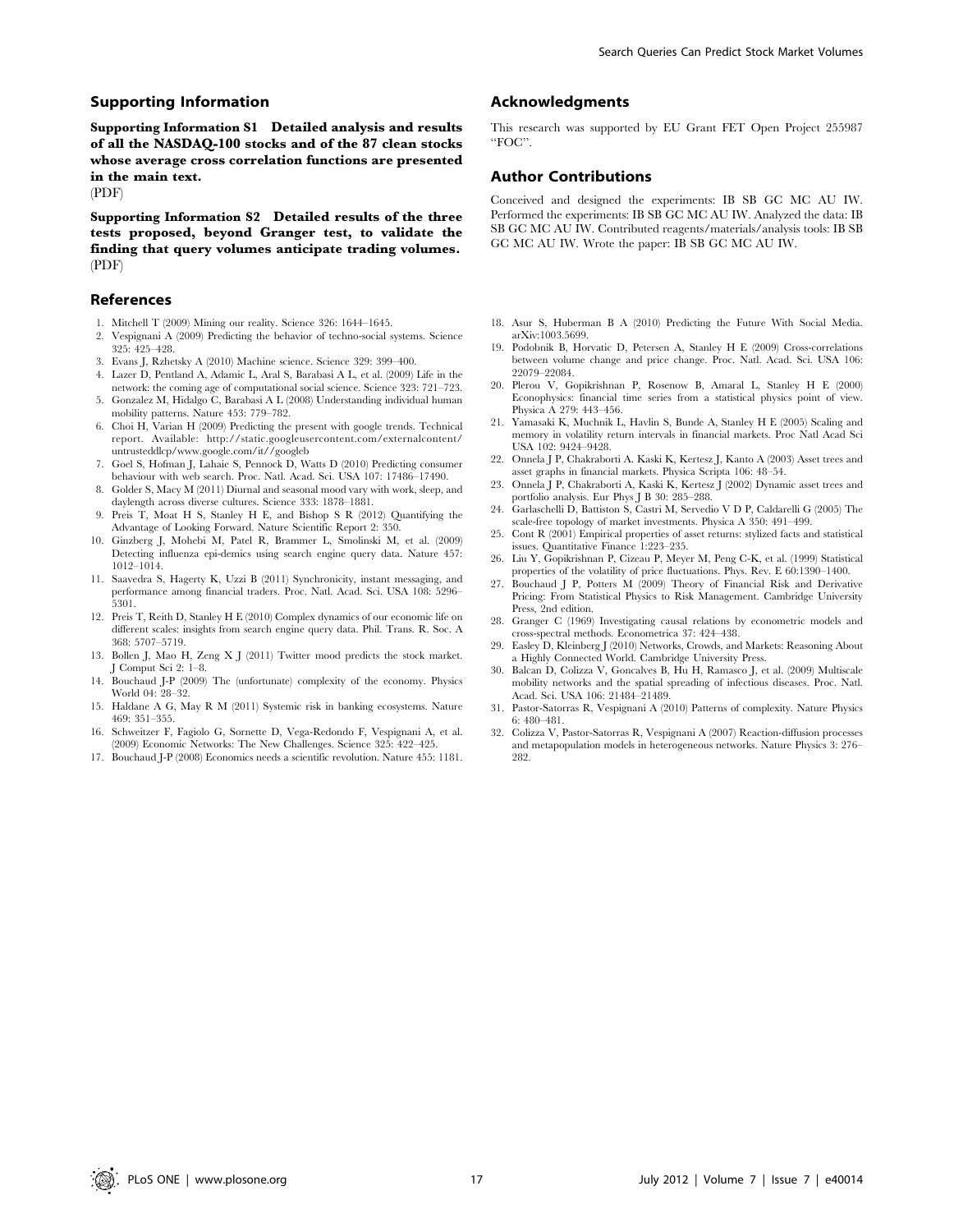## Supporting Information

**Supporting Information S1 Detailed analysis and results of all the NASDAQ-100 stocks and of the 87 clean stocks whose average cross correlation functions are presented in the main text.**
(PDF)

**Supporting Information S2 Detailed results of the three tests proposed, beyond Granger test, to validate the finding that query volumes anticipate trading volumes.**
(PDF)

## Acknowledgments

This research was supported by EU Grant FET Open Project 255987 "FOC".

## Author Contributions

Conceived and designed the experiments: IB SB GC MC AU IW. Performed the experiments: IB SB GC MC AU IW. Analyzed the data: IB SB GC MC AU IW. Contributed reagents/materials/analysis tools: IB SB GC MC AU IW. Wrote the paper: IB SB GC MC AU IW.

## References

1. Mitchell T (2009) Mining our reality. Science 326: 1644–1645.
2. Vespignani A (2009) Predicting the behavior of techno-social systems. Science 325: 425–428.
3. Evans J, Rzhetsky A (2010) Machine science. Science 329: 399–400.
4. Lazer D, Pentland A, Adamic L, Aral S, Barabasi A L, et al. (2009) Life in the network: the coming age of computational social science. Science 323: 721–723.
5. Gonzalez M, Hidalgo C, Barabasi A L (2008) Understanding individual human mobility patterns. Nature 453: 779–782.
6. Choi H, Varian H (2009) Predicting the present with google trends. Technical report. Available: http://static.googleusercontent.com/externalcontent/untrusteddlcp/www.google.com/it//googleb
7. Goel S, Hofman J, Lahaie S, Pennock D, Watts D (2010) Predicting consumer behaviour with web search. Proc. Natl. Acad. Sci. USA 107: 17486–17490.
8. Golder S, Macy M (2011) Diurnal and seasonal mood vary with work, sleep, and daylength across diverse cultures. Science 333: 1878–1881.
9. Preis T, Moat H S, Stanley H E, and Bishop S R (2012) Quantifying the Advantage of Looking Forward. Nature Scientific Report 2: 350.
10. Ginzberg J, Mohebi M, Patel R, Brammer L, Smolinski M, et al. (2009) Detecting influenza epi-demics using search engine query data. Nature 457: 1012–1014.
11. Saavedra S, Hagerty K, Uzzi B (2011) Synchronicity, instant messaging, and performance among financial traders. Proc. Natl. Acad. Sci. USA 108: 5296–5301.
12. Preis T, Reith D, Stanley H E (2010) Complex dynamics of our economic life on different scales: insights from search engine query data. Phil. Trans. R. Soc. A 368: 5707–5719.
13. Bollen J, Mao H, Zeng X J (2011) Twitter mood predicts the stock market. J Comput Sci 2: 1–8.
14. Bouchaud J-P (2009) The (unfortunate) complexity of the economy. Physics World 04: 28–32.
15. Haldane A G, May R M (2011) Systemic risk in banking ecosystems. Nature 469: 351–355.
16. Schweitzer F, Fagiolo G, Sornette D, Vega-Redondo F, Vespignani A, et al. (2009) Economic Networks: The New Challenges. Science 325: 422–425.
17. Bouchaud J-P (2008) Economics needs a scientific revolution. Nature 455: 1181.
18. Asur S, Huberman B A (2010) Predicting the Future With Social Media. arXiv:1003.5699.
19. Podobnik B, Horvatic D, Petersen A, Stanley H E (2009) Cross-correlations between volume change and price change. Proc. Natl. Acad. Sci. USA 106: 22079–22084.
20. Plerou V, Gopikrishnan P, Rosenow B, Amaral L, Stanley H E (2000) Econophysics: financial time series from a statistical physics point of view. Physica A 279: 443–456.
21. Yamasaki K, Muchnik L, Havlin S, Bunde A, Stanley H E (2005) Scaling and memory in volatility return intervals in financial markets. Proc Natl Acad Sci USA 102: 9424–9428.
22. Onnela J P, Chakraborti A. Kaski K, Kertesz J, Kanto A (2003) Asset trees and asset graphs in financial markets. Physica Scripta 106: 48–54.
23. Onnela J P, Chakraborti A, Kaski K, Kertesz J (2002) Dynamic asset trees and portfolio analysis. Eur Phys J B 30: 285–288.
24. Garlaschelli D, Battiston S, Castri M, Servedio V D P, Caldarelli G (2005) The scale-free topology of market investments. Physica A 350: 491–499.
25. Cont R (2001) Empirical properties of asset returns: stylized facts and statistical issues. Quantitative Finance 1:223–235.
26. Liu Y, Gopikrishnan P, Cizeau P, Meyer M, Peng C-K, et al. (1999) Statistical properties of the volatility of price fluctuations. Phys. Rev. E 60:1390–1400.
27. Bouchaud J P, Potters M (2009) Theory of Financial Risk and Derivative Pricing: From Statistical Physics to Risk Management. Cambridge University Press, 2nd edition.
28. Granger C (1969) Investigating causal relations by econometric models and cross-spectral methods. Econometrica 37: 424–438.
29. Easley D, Kleinberg J (2010) Networks, Crowds, and Markets: Reasoning About a Highly Connected World. Cambridge University Press.
30. Balcan D, Colizza V, Goncalves B, Hu H, Ramasco J, et al. (2009) Multiscale mobility networks and the spatial spreading of infectious diseases. Proc. Natl. Acad. Sci. USA 106: 21484–21489.
31. Pastor-Satorras R, Vespignani A (2010) Patterns of complexity. Nature Physics 6: 480–481.
32. Colizza V, Pastor-Satorras R, Vespignani A (2007) Reaction-diffusion processes and metapopulation models in heterogeneous networks. Nature Physics 3: 276–282.